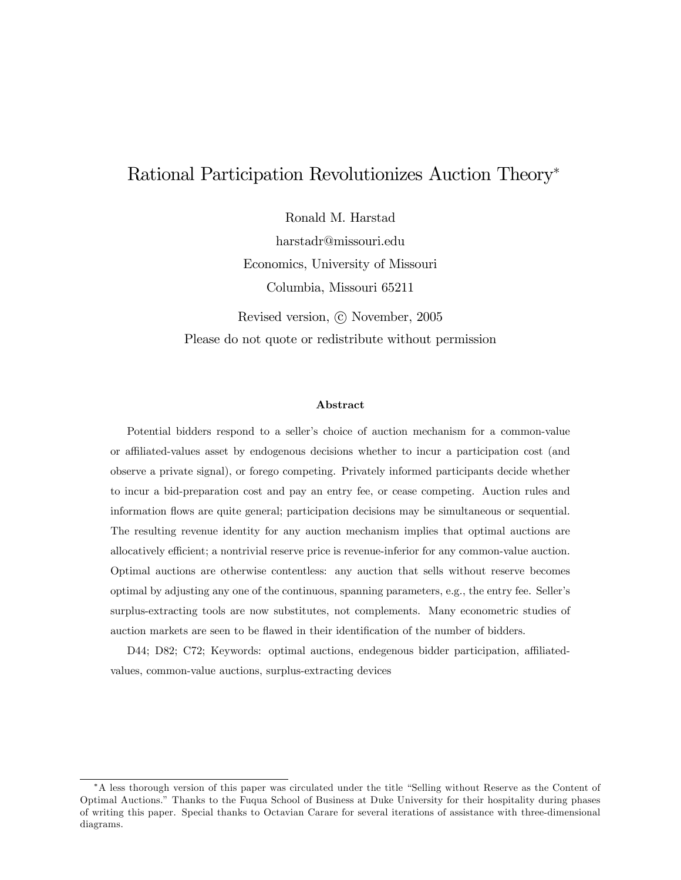# Rational Participation Revolutionizes Auction Theory*

Ronald M. Harstad

harstadr@missouri.edu

Economics, University of Missouri

Columbia, Missouri 65211

Revised version, © November, 2005

Please do not quote or redistribute without permission

### Abstract

Potential bidders respond to a seller's choice of auction mechanism for a common-value or affiliated-values asset by endogenous decisions whether to incur a participation cost (and observe a private signal), or forego competing. Privately informed participants decide whether to incur a bid-preparation cost and pay an entry fee, or cease competing. Auction rules and information flows are quite general; participation decisions may be simultaneous or sequential. The resulting revenue identity for any auction mechanism implies that optimal auctions are allocatively efficient; a nontrivial reserve price is revenue-inferior for any common-value auction. Optimal auctions are otherwise contentless: any auction that sells without reserve becomes optimal by adjusting any one of the continuous, spanning parameters, e.g., the entry fee. Seller's surplus-extracting tools are now substitutes, not complements. Many econometric studies of auction markets are seen to be flawed in their identification of the number of bidders.

D44; D82; C72; Keywords: optimal auctions, endegenous bidder participation, affiliated-values, common-value auctions, surplus-extracting devices

---

*A less thorough version of this paper was circulated under the title "Selling without Reserve as the Content of Optimal Auctions." Thanks to the Fuqua School of Business at Duke University for their hospitality during phases of writing this paper. Special thanks to Octavian Carare for several iterations of assistance with three-dimensional diagrams.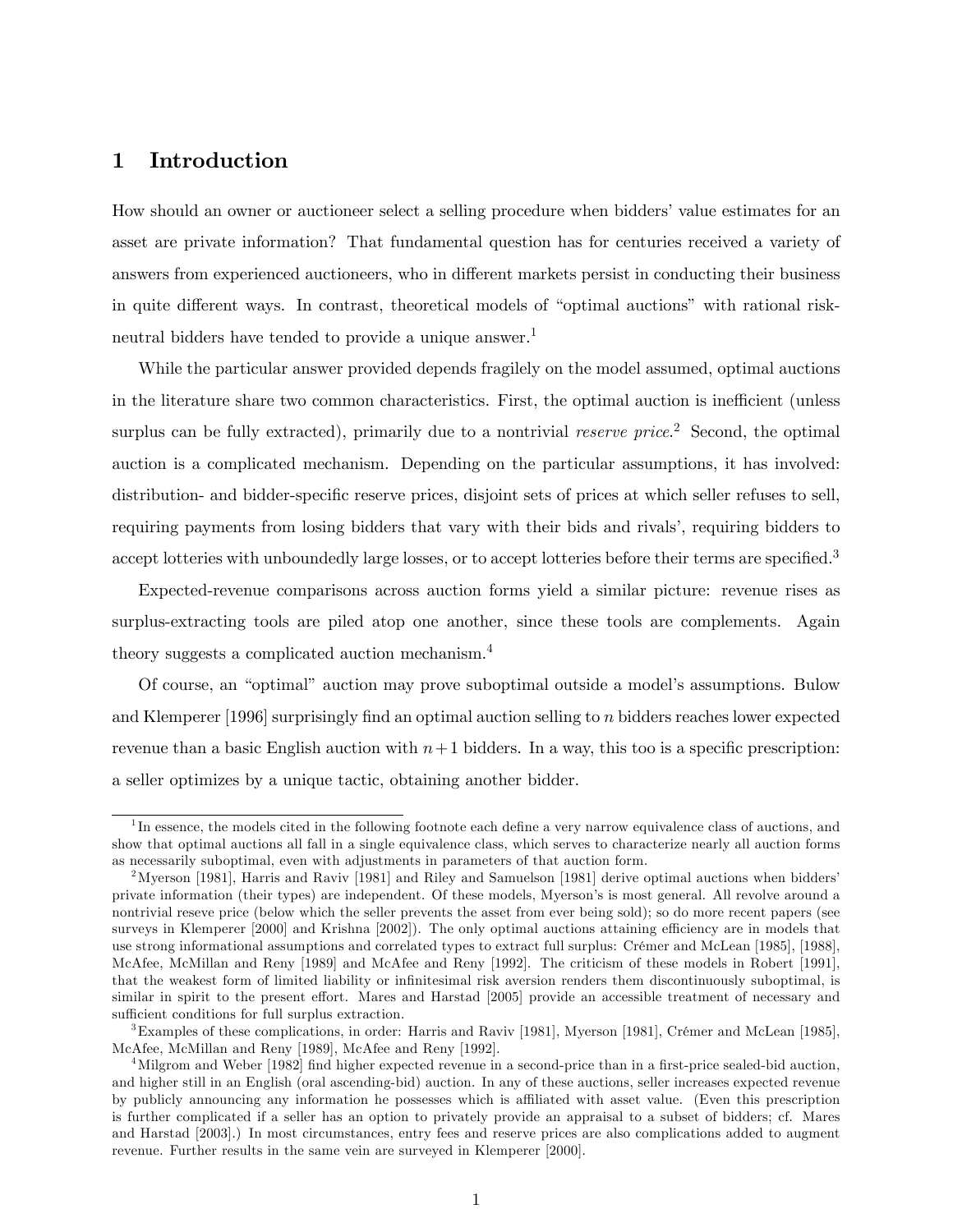# 1 Introduction

How should an owner or auctioneer select a selling procedure when bidders' value estimates for an asset are private information? That fundamental question has for centuries received a variety of answers from experienced auctioneers, who in different markets persist in conducting their business in quite different ways. In contrast, theoretical models of "optimal auctions" with rational risk-neutral bidders have tended to provide a unique answer.[1]

While the particular answer provided depends fragilely on the model assumed, optimal auctions in the literature share two common characteristics. First, the optimal auction is inefficient (unless surplus can be fully extracted), primarily due to a nontrivial *reserve price*.[2] Second, the optimal auction is a complicated mechanism. Depending on the particular assumptions, it has involved: distribution- and bidder-specific reserve prices, disjoint sets of prices at which seller refuses to sell, requiring payments from losing bidders that vary with their bids and rivals', requiring bidders to accept lotteries with unboundedly large losses, or to accept lotteries before their terms are specified.[3]

Expected-revenue comparisons across auction forms yield a similar picture: revenue rises as surplus-extracting tools are piled atop one another, since these tools are complements. Again theory suggests a complicated auction mechanism.[4]

Of course, an "optimal" auction may prove suboptimal outside a model's assumptions. Bulow and Klemperer [1996] surprisingly find an optimal auction selling to $n$ bidders reaches lower expected revenue than a basic English auction with $n+1$ bidders. In a way, this too is a specific prescription: a seller optimizes by a unique tactic, obtaining another bidder.

---

[1] In essence, the models cited in the following footnote each define a very narrow equivalence class of auctions, and show that optimal auctions all fall in a single equivalence class, which serves to characterize nearly all auction forms as necessarily suboptimal, even with adjustments in parameters of that auction form.

[2] Myerson [1981], Harris and Raviv [1981] and Riley and Samuelson [1981] derive optimal auctions when bidders' private information (their types) are independent. Of these models, Myerson's is most general. All revolve around a nontrivial reseve price (below which the seller prevents the asset from ever being sold); so do more recent papers (see surveys in Klemperer [2000] and Krishna [2002]). The only optimal auctions attaining efficiency are in models that use strong informational assumptions and correlated types to extract full surplus: Crémer and McLean [1985], [1988], McAfee, McMillan and Reny [1989] and McAfee and Reny [1992]. The criticism of these models in Robert [1991], that the weakest form of limited liability or infinitesimal risk aversion renders them discontinuously suboptimal, is similar in spirit to the present effort. Mares and Harstad [2005] provide an accessible treatment of necessary and sufficient conditions for full surplus extraction.

[3] Examples of these complications, in order: Harris and Raviv [1981], Myerson [1981], Crémer and McLean [1985], McAfee, McMillan and Reny [1989], McAfee and Reny [1992].

[4] Milgrom and Weber [1982] find higher expected revenue in a second-price than in a first-price sealed-bid auction, and higher still in an English (oral ascending-bid) auction. In any of these auctions, seller increases expected revenue by publicly announcing any information he possesses which is affiliated with asset value. (Even this prescription is further complicated if a seller has an option to privately provide an appraisal to a subset of bidders; cf. Mares and Harstad [2003].) In most circumstances, entry fees and reserve prices are also complications added to augment revenue. Further results in the same vein are surveyed in Klemperer [2000].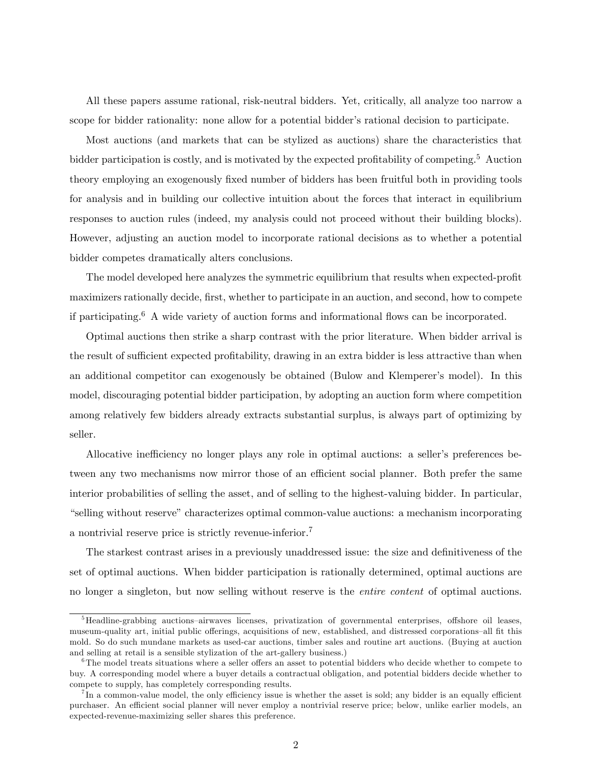All these papers assume rational, risk-neutral bidders. Yet, critically, all analyze too narrow a scope for bidder rationality: none allow for a potential bidder's rational decision to participate.

Most auctions (and markets that can be stylized as auctions) share the characteristics that bidder participation is costly, and is motivated by the expected profitability of competing.[5] Auction theory employing an exogenously fixed number of bidders has been fruitful both in providing tools for analysis and in building our collective intuition about the forces that interact in equilibrium responses to auction rules (indeed, my analysis could not proceed without their building blocks). However, adjusting an auction model to incorporate rational decisions as to whether a potential bidder competes dramatically alters conclusions.

The model developed here analyzes the symmetric equilibrium that results when expected-profit maximizers rationally decide, first, whether to participate in an auction, and second, how to compete if participating.[6] A wide variety of auction forms and informational flows can be incorporated.

Optimal auctions then strike a sharp contrast with the prior literature. When bidder arrival is the result of sufficient expected profitability, drawing in an extra bidder is less attractive than when an additional competitor can exogenously be obtained (Bulow and Klemperer's model). In this model, discouraging potential bidder participation, by adopting an auction form where competition among relatively few bidders already extracts substantial surplus, is always part of optimizing by seller.

Allocative inefficiency no longer plays any role in optimal auctions: a seller's preferences between any two mechanisms now mirror those of an efficient social planner. Both prefer the same interior probabilities of selling the asset, and of selling to the highest-valuing bidder. In particular, "selling without reserve" characterizes optimal common-value auctions: a mechanism incorporating a nontrivial reserve price is strictly revenue-inferior.[7]

The starkest contrast arises in a previously unaddressed issue: the size and definitiveness of the set of optimal auctions. When bidder participation is rationally determined, optimal auctions are no longer a singleton, but now selling without reserve is the *entire content* of optimal auctions.

[5] Headline-grabbing auctions–airwaves licenses, privatization of governmental enterprises, offshore oil leases, museum-quality art, initial public offerings, acquisitions of new, established, and distressed corporations–all fit this mold. So do such mundane markets as used-car auctions, timber sales and routine art auctions. (Buying at auction and selling at retail is a sensible stylization of the art-gallery business.)

[6] The model treats situations where a seller offers an asset to potential bidders who decide whether to compete to buy. A corresponding model where a buyer details a contractual obligation, and potential bidders decide whether to compete to supply, has completely corresponding results.

[7] In a common-value model, the only efficiency issue is whether the asset is sold; any bidder is an equally efficient purchaser. An efficient social planner will never employ a nontrivial reserve price; below, unlike earlier models, an expected-revenue-maximizing seller shares this preference.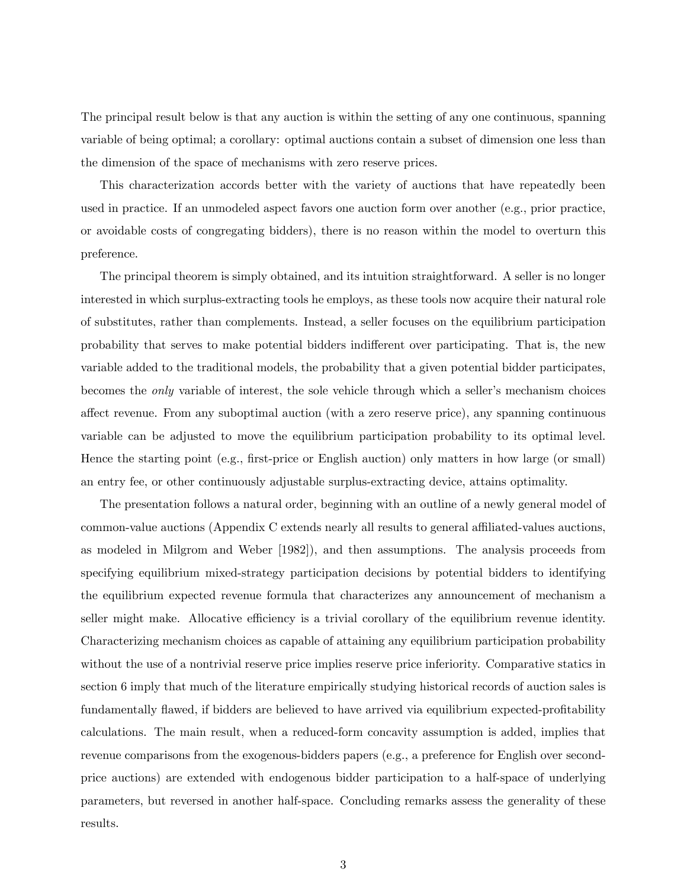The principal result below is that any auction is within the setting of any one continuous, spanning variable of being optimal; a corollary: optimal auctions contain a subset of dimension one less than the dimension of the space of mechanisms with zero reserve prices.

This characterization accords better with the variety of auctions that have repeatedly been used in practice. If an unmodeled aspect favors one auction form over another (e.g., prior practice, or avoidable costs of congregating bidders), there is no reason within the model to overturn this preference.

The principal theorem is simply obtained, and its intuition straightforward. A seller is no longer interested in which surplus-extracting tools he employs, as these tools now acquire their natural role of substitutes, rather than complements. Instead, a seller focuses on the equilibrium participation probability that serves to make potential bidders indifferent over participating. That is, the new variable added to the traditional models, the probability that a given potential bidder participates, becomes the *only* variable of interest, the sole vehicle through which a seller's mechanism choices affect revenue. From any suboptimal auction (with a zero reserve price), any spanning continuous variable can be adjusted to move the equilibrium participation probability to its optimal level. Hence the starting point (e.g., first-price or English auction) only matters in how large (or small) an entry fee, or other continuously adjustable surplus-extracting device, attains optimality.

The presentation follows a natural order, beginning with an outline of a newly general model of common-value auctions (Appendix C extends nearly all results to general affiliated-values auctions, as modeled in Milgrom and Weber [1982]), and then assumptions. The analysis proceeds from specifying equilibrium mixed-strategy participation decisions by potential bidders to identifying the equilibrium expected revenue formula that characterizes any announcement of mechanism a seller might make. Allocative efficiency is a trivial corollary of the equilibrium revenue identity. Characterizing mechanism choices as capable of attaining any equilibrium participation probability without the use of a nontrivial reserve price implies reserve price inferiority. Comparative statics in section 6 imply that much of the literature empirically studying historical records of auction sales is fundamentally flawed, if bidders are believed to have arrived via equilibrium expected-profitability calculations. The main result, when a reduced-form concavity assumption is added, implies that revenue comparisons from the exogenous-bidders papers (e.g., a preference for English over second-price auctions) are extended with endogenous bidder participation to a half-space of underlying parameters, but reversed in another half-space. Concluding remarks assess the generality of these results.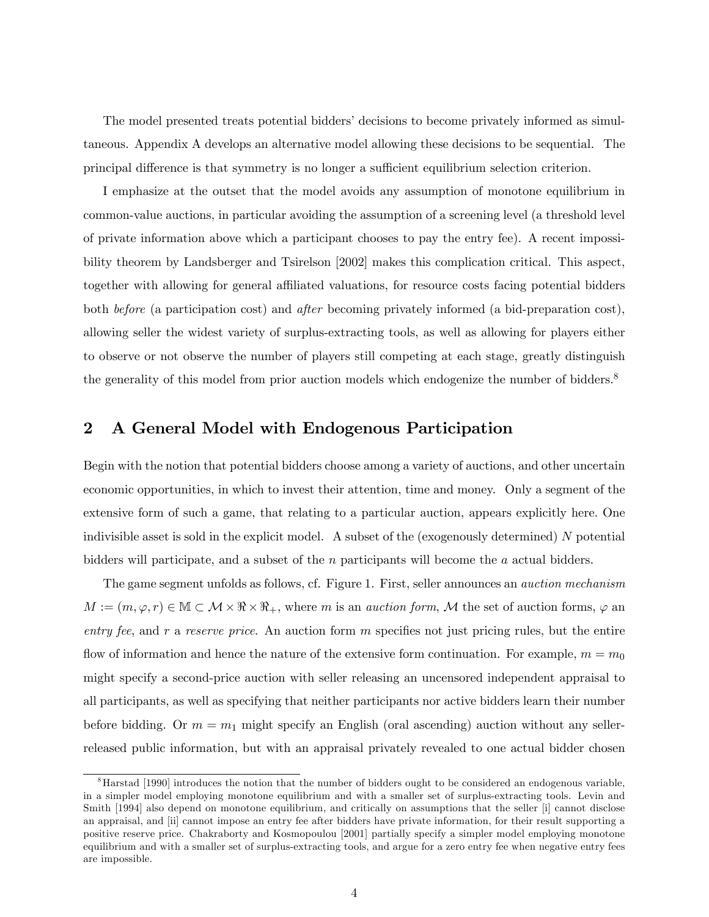The model presented treats potential bidders' decisions to become privately informed as simultaneous. Appendix A develops an alternative model allowing these decisions to be sequential. The principal difference is that symmetry is no longer a sufficient equilibrium selection criterion.

I emphasize at the outset that the model avoids any assumption of monotone equilibrium in common-value auctions, in particular avoiding the assumption of a screening level (a threshold level of private information above which a participant chooses to pay the entry fee). A recent impossibility theorem by Landsberger and Tsirelson [2002] makes this complication critical. This aspect, together with allowing for general affiliated valuations, for resource costs facing potential bidders both *before* (a participation cost) and *after* becoming privately informed (a bid-preparation cost), allowing seller the widest variety of surplus-extracting tools, as well as allowing for players either to observe or not observe the number of players still competing at each stage, greatly distinguish the generality of this model from prior auction models which endogenize the number of bidders.[8]

## 2 A General Model with Endogenous Participation

Begin with the notion that potential bidders choose among a variety of auctions, and other uncertain economic opportunities, in which to invest their attention, time and money. Only a segment of the extensive form of such a game, that relating to a particular auction, appears explicitly here. One indivisible asset is sold in the explicit model. A subset of the (exogenously determined) $N$ potential bidders will participate, and a subset of the $n$ participants will become the $a$ actual bidders.

The game segment unfolds as follows, cf. Figure 1. First, seller announces an *auction mechanism* $M := (m, \varphi, r) \in \mathbb{M} \subset \mathcal{M} \times \Re \times \Re_+$, where $m$ is an *auction form*, $\mathcal{M}$ the set of auction forms, $\varphi$ an *entry fee*, and $r$ a *reserve price*. An auction form $m$ specifies not just pricing rules, but the entire flow of information and hence the nature of the extensive form continuation. For example, $m = m_0$ might specify a second-price auction with seller releasing an uncensored independent appraisal to all participants, as well as specifying that neither participants nor active bidders learn their number before bidding. Or $m = m_1$ might specify an English (oral ascending) auction without any seller-released public information, but with an appraisal privately revealed to one actual bidder chosen

[8] Harstad [1990] introduces the notion that the number of bidders ought to be considered an endogenous variable, in a simpler model employing monotone equilibrium and with a smaller set of surplus-extracting tools. Levin and Smith [1994] also depend on monotone equilibrium, and critically on assumptions that the seller [i] cannot disclose an appraisal, and [ii] cannot impose an entry fee after bidders have private information, for their result supporting a positive reserve price. Chakraborty and Kosmopoulou [2001] partially specify a simpler model employing monotone equilibrium and with a smaller set of surplus-extracting tools, and argue for a zero entry fee when negative entry fees are impossible.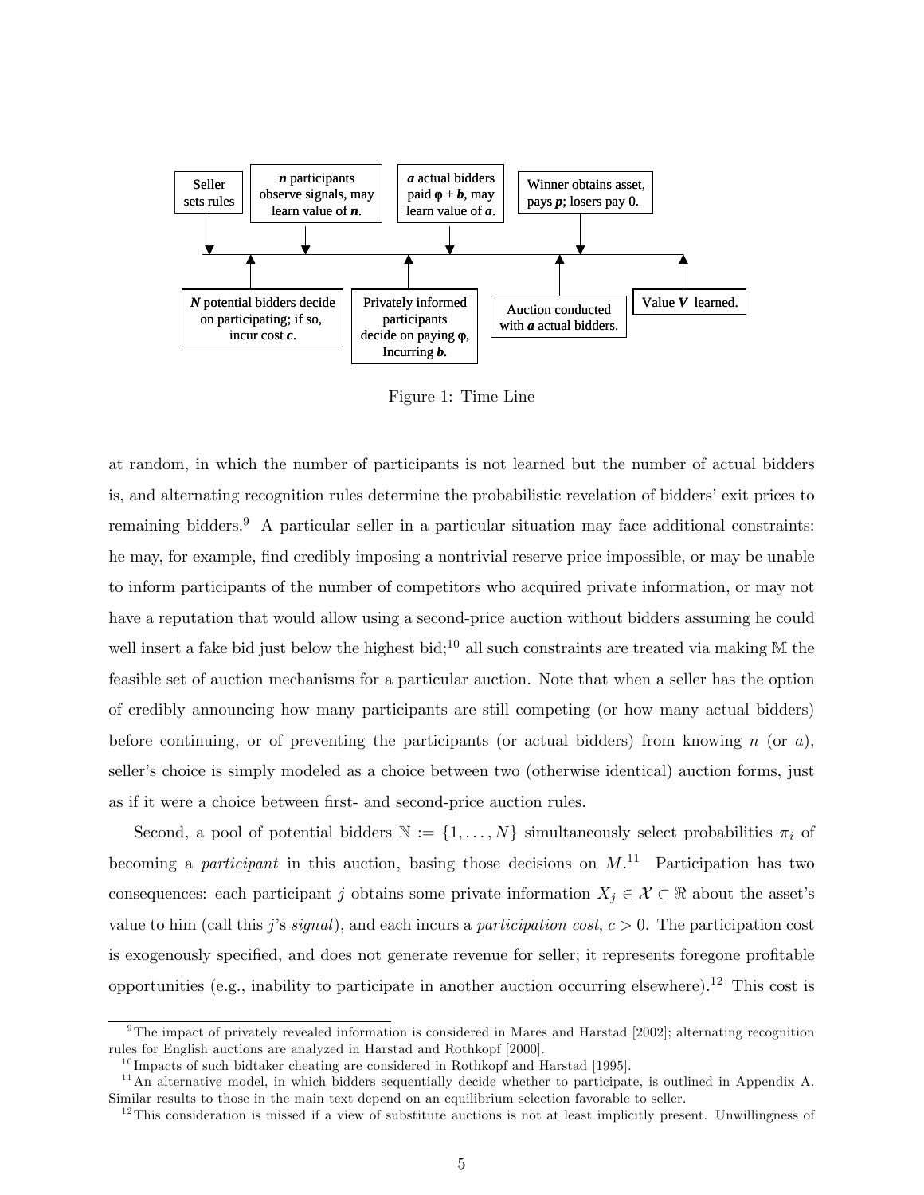Seller sets rules

***n*** participants observe signals, may learn value of ***n***.

***a*** actual bidders paid φ + ***b***, may learn value of ***a***.

Winner obtains asset, pays ***p***; losers pay 0.

***N*** potential bidders decide on participating; if so, incur cost ***c***.

Privately informed participants decide on paying φ, Incurring ***b***.

Auction conducted with ***a*** actual bidders.

Value ***V*** learned.

Figure 1: Time Line

at random, in which the number of participants is not learned but the number of actual bidders is, and alternating recognition rules determine the probabilistic revelation of bidders' exit prices to remaining bidders.[9] A particular seller in a particular situation may face additional constraints: he may, for example, find credibly imposing a nontrivial reserve price impossible, or may be unable to inform participants of the number of competitors who acquired private information, or may not have a reputation that would allow using a second-price auction without bidders assuming he could well insert a fake bid just below the highest bid;[10] all such constraints are treated via making $\mathbb{M}$ the feasible set of auction mechanisms for a particular auction. Note that when a seller has the option of credibly announcing how many participants are still competing (or how many actual bidders) before continuing, or of preventing the participants (or actual bidders) from knowing $n$ (or $a$), seller's choice is simply modeled as a choice between two (otherwise identical) auction forms, just as if it were a choice between first- and second-price auction rules.

Second, a pool of potential bidders $\mathbb{N} := \{1, \ldots, N\}$ simultaneously select probabilities $\pi_i$ of becoming a *participant* in this auction, basing those decisions on $M$.[11] Participation has two consequences: each participant $j$ obtains some private information $X_j \in \mathcal{X} \subset \Re$ about the asset's value to him (call this $j$'s *signal*), and each incurs a *participation cost*, $c > 0$. The participation cost is exogenously specified, and does not generate revenue for seller; it represents foregone profitable opportunities (e.g., inability to participate in another auction occurring elsewhere).[12] This cost is

[9] The impact of privately revealed information is considered in Mares and Harstad [2002]; alternating recognition rules for English auctions are analyzed in Harstad and Rothkopf [2000].

[10] Impacts of such bidtaker cheating are considered in Rothkopf and Harstad [1995].

[11] An alternative model, in which bidders sequentially decide whether to participate, is outlined in Appendix A. Similar results to those in the main text depend on an equilibrium selection favorable to seller.

[12] This consideration is missed if a view of substitute auctions is not at least implicitly present. Unwillingness of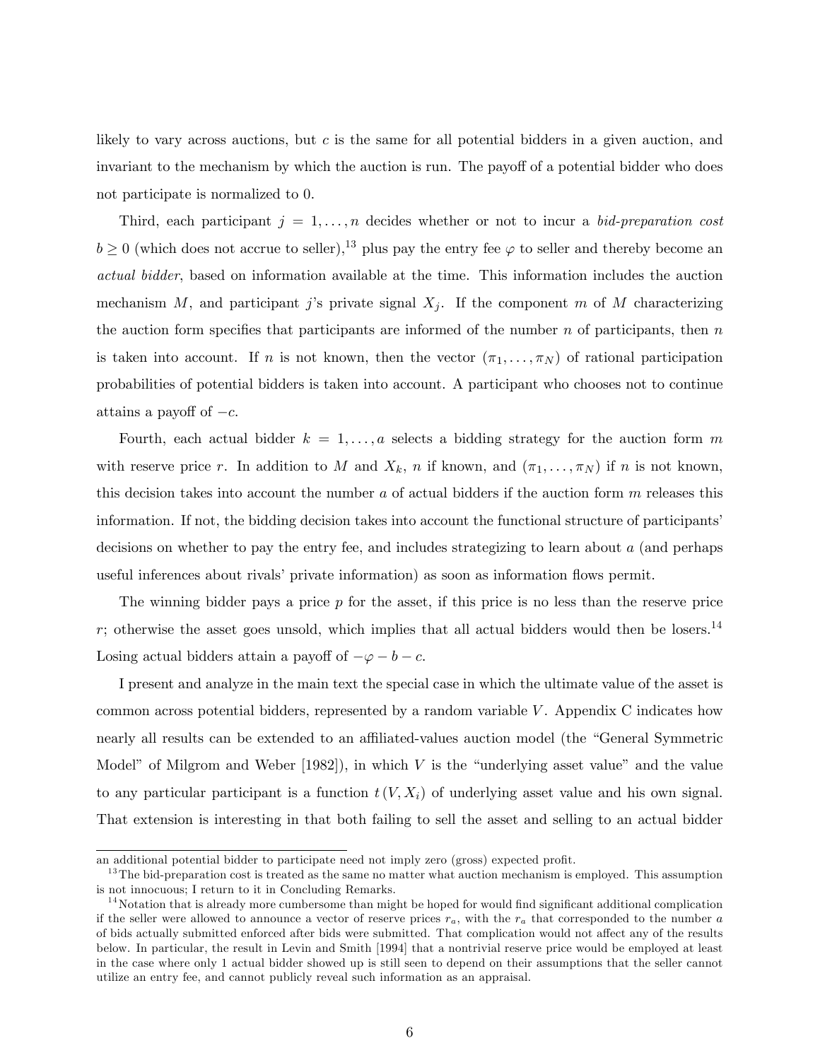likely to vary across auctions, but $c$ is the same for all potential bidders in a given auction, and invariant to the mechanism by which the auction is run. The payoff of a potential bidder who does not participate is normalized to 0.

Third, each participant $j = 1, \ldots, n$ decides whether or not to incur a *bid-preparation cost* $b \geq 0$ (which does not accrue to seller),[13] plus pay the entry fee $\varphi$ to seller and thereby become an *actual bidder*, based on information available at the time. This information includes the auction mechanism $M$, and participant $j$'s private signal $X_j$. If the component $m$ of $M$ characterizing the auction form specifies that participants are informed of the number $n$ of participants, then $n$ is taken into account. If $n$ is not known, then the vector $(\pi_1, \ldots, \pi_N)$ of rational participation probabilities of potential bidders is taken into account. A participant who chooses not to continue attains a payoff of $-c$.

Fourth, each actual bidder $k = 1, \ldots, a$ selects a bidding strategy for the auction form $m$ with reserve price $r$. In addition to $M$ and $X_k$, $n$ if known, and $(\pi_1, \ldots, \pi_N)$ if $n$ is not known, this decision takes into account the number $a$ of actual bidders if the auction form $m$ releases this information. If not, the bidding decision takes into account the functional structure of participants' decisions on whether to pay the entry fee, and includes strategizing to learn about $a$ (and perhaps useful inferences about rivals' private information) as soon as information flows permit.

The winning bidder pays a price $p$ for the asset, if this price is no less than the reserve price $r$; otherwise the asset goes unsold, which implies that all actual bidders would then be losers.[14] Losing actual bidders attain a payoff of $-\varphi - b - c$.

I present and analyze in the main text the special case in which the ultimate value of the asset is common across potential bidders, represented by a random variable $V$. Appendix C indicates how nearly all results can be extended to an affiliated-values auction model (the "General Symmetric Model" of Milgrom and Weber [1982]), in which $V$ is the "underlying asset value" and the value to any particular participant is a function $t(V, X_i)$ of underlying asset value and his own signal. That extension is interesting in that both failing to sell the asset and selling to an actual bidder

---

an additional potential bidder to participate need not imply zero (gross) expected profit.

[13] The bid-preparation cost is treated as the same no matter what auction mechanism is employed. This assumption is not innocuous; I return to it in Concluding Remarks.

[14] Notation that is already more cumbersome than might be hoped for would find significant additional complication if the seller were allowed to announce a vector of reserve prices $r_a$, with the $r_a$ that corresponded to the number $a$ of bids actually submitted enforced after bids were submitted. That complication would not affect any of the results below. In particular, the result in Levin and Smith [1994] that a nontrivial reserve price would be employed at least in the case where only 1 actual bidder showed up is still seen to depend on their assumptions that the seller cannot utilize an entry fee, and cannot publicly reveal such information as an appraisal.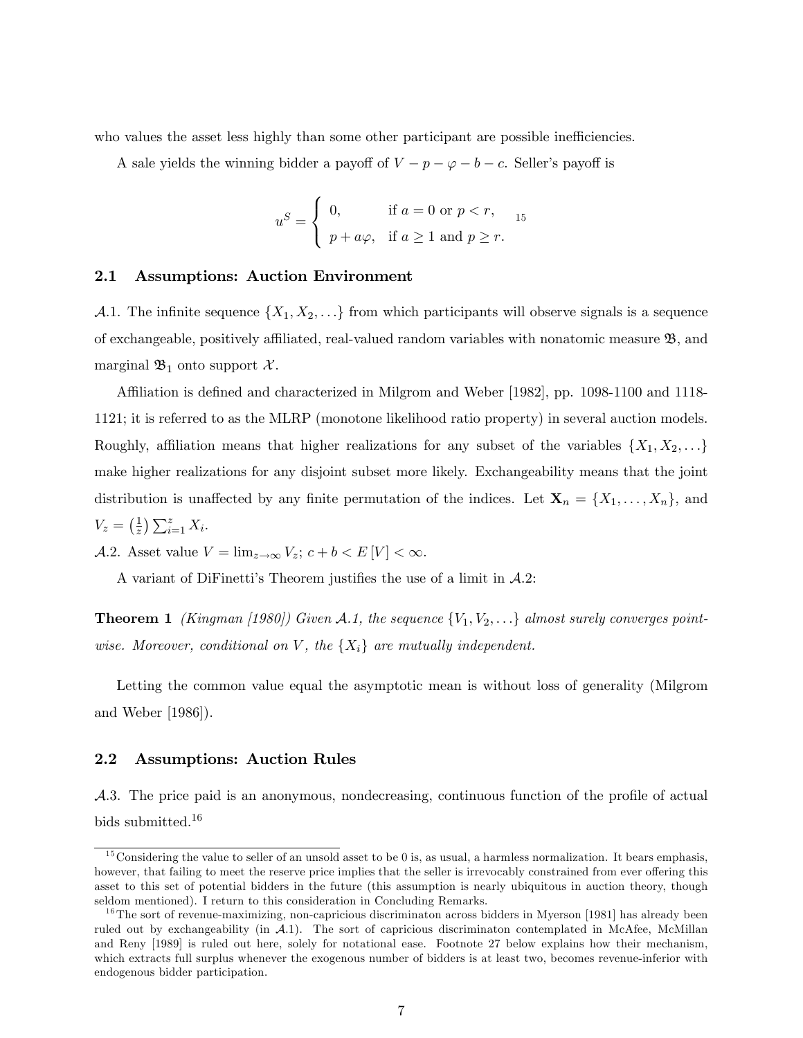who values the asset less highly than some other participant are possible inefficiencies.

A sale yields the winning bidder a payoff of $V - p - \varphi - b - c$. Seller's payoff is

$$u^S = \begin{cases} 0, & \text{if } a = 0 \text{ or } p < r, \\ p + a\varphi, & \text{if } a \geq 1 \text{ and } p \geq r. \end{cases}$$ [15]

## 2.1 Assumptions: Auction Environment

$\mathcal{A}.1$. The infinite sequence $\{X_1, X_2, \ldots\}$ from which participants will observe signals is a sequence of exchangeable, positively affiliated, real-valued random variables with nonatomic measure $\mathfrak{B}$, and marginal $\mathfrak{B}_1$ onto support $\mathcal{X}$.

Affiliation is defined and characterized in Milgrom and Weber [1982], pp. 1098-1100 and 1118-1121; it is referred to as the MLRP (monotone likelihood ratio property) in several auction models. Roughly, affiliation means that higher realizations for any subset of the variables $\{X_1, X_2, \ldots\}$ make higher realizations for any disjoint subset more likely. Exchangeability means that the joint distribution is unaffected by any finite permutation of the indices. Let $\mathbf{X}_n = \{X_1, \ldots, X_n\}$, and $V_z = \left(\frac{1}{z}\right) \sum_{i=1}^{z} X_i$.

$\mathcal{A}.2$. Asset value $V = \lim_{z \to \infty} V_z$; $c + b < E[V] < \infty$.

A variant of DiFinetti's Theorem justifies the use of a limit in $\mathcal{A}.2$:

**Theorem 1** *(Kingman [1980]) Given $\mathcal{A}.1$, the sequence $\{V_1, V_2, \ldots\}$ almost surely converges pointwise. Moreover, conditional on $V$, the $\{X_i\}$ are mutually independent.*

Letting the common value equal the asymptotic mean is without loss of generality (Milgrom and Weber [1986]).

## 2.2 Assumptions: Auction Rules

$\mathcal{A}.3$. The price paid is an anonymous, nondecreasing, continuous function of the profile of actual bids submitted.[16]

---

[15] Considering the value to seller of an unsold asset to be 0 is, as usual, a harmless normalization. It bears emphasis, however, that failing to meet the reserve price implies that the seller is irrevocably constrained from ever offering this asset to this set of potential bidders in the future (this assumption is nearly ubiquitous in auction theory, though seldom mentioned). I return to this consideration in Concluding Remarks.

[16] The sort of revenue-maximizing, non-capricious discriminaton across bidders in Myerson [1981] has already been ruled out by exchangeability (in $\mathcal{A}.1$). The sort of capricious discriminaton contemplated in McAfee, McMillan and Reny [1989] is ruled out here, solely for notational ease. Footnote 27 below explains how their mechanism, which extracts full surplus whenever the exogenous number of bidders is at least two, becomes revenue-inferior with endogenous bidder participation.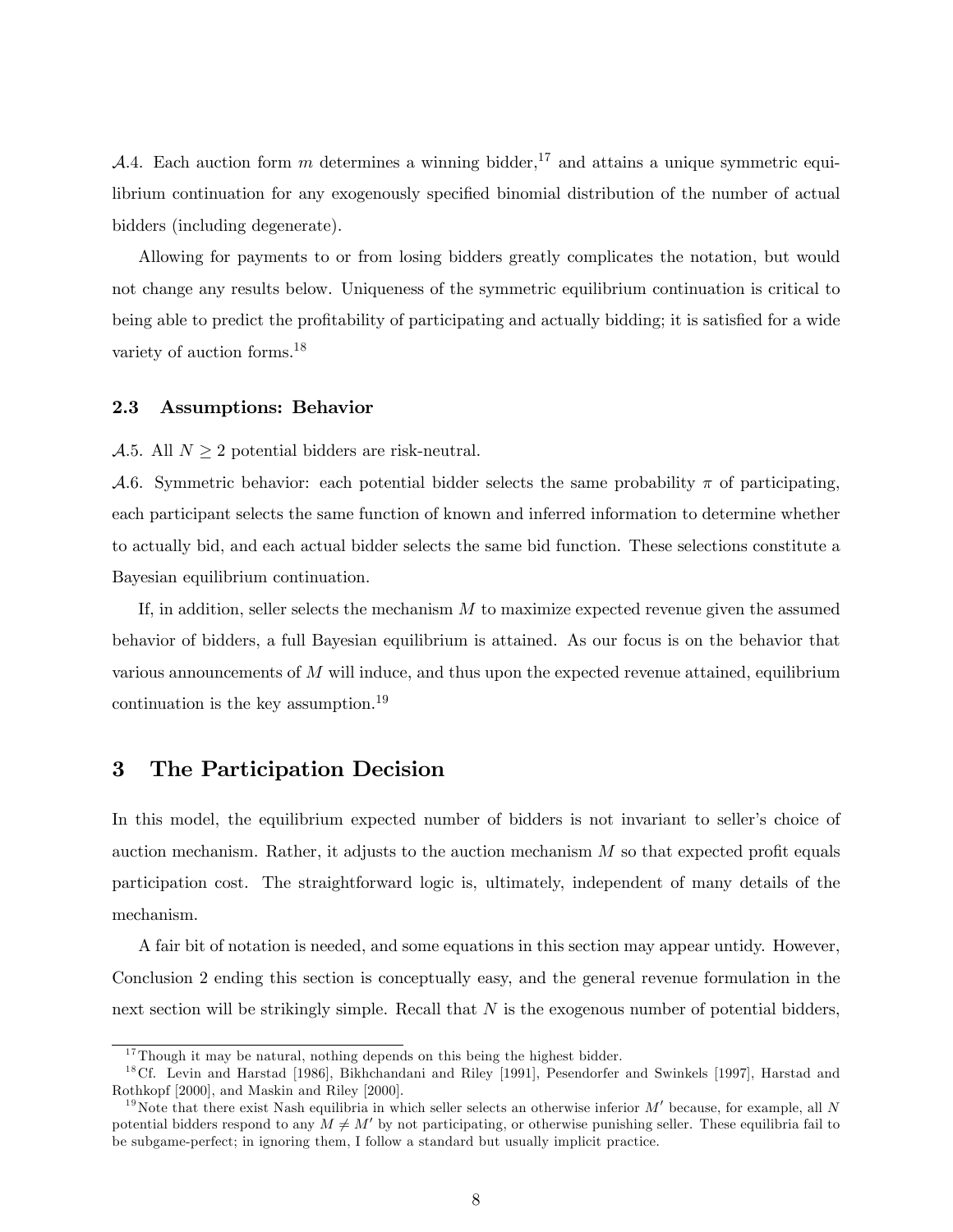$\mathcal{A}.4$. Each auction form $m$ determines a winning bidder,[17] and attains a unique symmetric equilibrium continuation for any exogenously specified binomial distribution of the number of actual bidders (including degenerate).

Allowing for payments to or from losing bidders greatly complicates the notation, but would not change any results below. Uniqueness of the symmetric equilibrium continuation is critical to being able to predict the profitability of participating and actually bidding; it is satisfied for a wide variety of auction forms.[18]

### 2.3 Assumptions: Behavior

$\mathcal{A}.5$. All $N \geq 2$ potential bidders are risk-neutral.

$\mathcal{A}.6$. Symmetric behavior: each potential bidder selects the same probability $\pi$ of participating, each participant selects the same function of known and inferred information to determine whether to actually bid, and each actual bidder selects the same bid function. These selections constitute a Bayesian equilibrium continuation.

If, in addition, seller selects the mechanism $M$ to maximize expected revenue given the assumed behavior of bidders, a full Bayesian equilibrium is attained. As our focus is on the behavior that various announcements of $M$ will induce, and thus upon the expected revenue attained, equilibrium continuation is the key assumption.[19]

## 3 The Participation Decision

In this model, the equilibrium expected number of bidders is not invariant to seller's choice of auction mechanism. Rather, it adjusts to the auction mechanism $M$ so that expected profit equals participation cost. The straightforward logic is, ultimately, independent of many details of the mechanism.

A fair bit of notation is needed, and some equations in this section may appear untidy. However, Conclusion 2 ending this section is conceptually easy, and the general revenue formulation in the next section will be strikingly simple. Recall that $N$ is the exogenous number of potential bidders,

---

[17] Though it may be natural, nothing depends on this being the highest bidder.

[18] Cf. Levin and Harstad [1986], Bikhchandani and Riley [1991], Pesendorfer and Swinkels [1997], Harstad and Rothkopf [2000], and Maskin and Riley [2000].

[19] Note that there exist Nash equilibria in which seller selects an otherwise inferior $M'$ because, for example, all $N$ potential bidders respond to any $M \neq M'$ by not participating, or otherwise punishing seller. These equilibria fail to be subgame-perfect; in ignoring them, I follow a standard but usually implicit practice.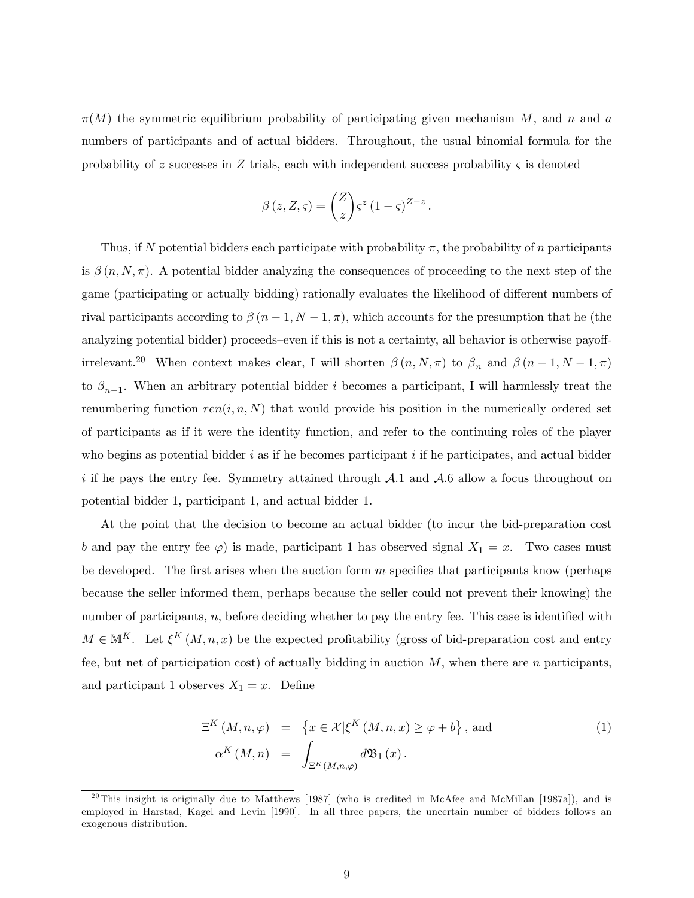$\pi(M)$ the symmetric equilibrium probability of participating given mechanism $M$, and $n$ and $a$ numbers of participants and of actual bidders. Throughout, the usual binomial formula for the probability of $z$ successes in $Z$ trials, each with independent success probability $\varsigma$ is denoted

$$\beta(z, Z, \varsigma) = \binom{Z}{z} \varsigma^z (1-\varsigma)^{Z-z}.$$

Thus, if $N$ potential bidders each participate with probability $\pi$, the probability of $n$ participants is $\beta(n, N, \pi)$. A potential bidder analyzing the consequences of proceeding to the next step of the game (participating or actually bidding) rationally evaluates the likelihood of different numbers of rival participants according to $\beta(n-1, N-1, \pi)$, which accounts for the presumption that he (the analyzing potential bidder) proceeds–even if this is not a certainty, all behavior is otherwise payoff-irrelevant.[20] When context makes clear, I will shorten $\beta(n, N, \pi)$ to $\beta_n$ and $\beta(n-1, N-1, \pi)$ to $\beta_{n-1}$. When an arbitrary potential bidder $i$ becomes a participant, I will harmlessly treat the renumbering function $ren(i, n, N)$ that would provide his position in the numerically ordered set of participants as if it were the identity function, and refer to the continuing roles of the player who begins as potential bidder $i$ as if he becomes participant $i$ if he participates, and actual bidder $i$ if he pays the entry fee. Symmetry attained through $\mathcal{A}.1$ and $\mathcal{A}.6$ allow a focus throughout on potential bidder 1, participant 1, and actual bidder 1.

At the point that the decision to become an actual bidder (to incur the bid-preparation cost $b$ and pay the entry fee $\varphi$) is made, participant 1 has observed signal $X_1 = x$. Two cases must be developed. The first arises when the auction form $m$ specifies that participants know (perhaps because the seller informed them, perhaps because the seller could not prevent their knowing) the number of participants, $n$, before deciding whether to pay the entry fee. This case is identified with $M \in \mathbb{M}^K$. Let $\xi^K(M, n, x)$ be the expected profitability (gross of bid-preparation cost and entry fee, but net of participation cost) of actually bidding in auction $M$, when there are $n$ participants, and participant 1 observes $X_1 = x$. Define

$$\begin{aligned}
\Xi^K(M, n, \varphi) &= \left\{ x \in \mathcal{X} | \xi^K(M, n, x) \geq \varphi + b \right\}, \text{ and} \\
\alpha^K(M, n) &= \int_{\Xi^K(M,n,\varphi)} d\mathfrak{B}_1(x).
\end{aligned} \tag{1}$$

[20] This insight is originally due to Matthews [1987] (who is credited in McAfee and McMillan [1987a]), and is employed in Harstad, Kagel and Levin [1990]. In all three papers, the uncertain number of bidders follows an exogenous distribution.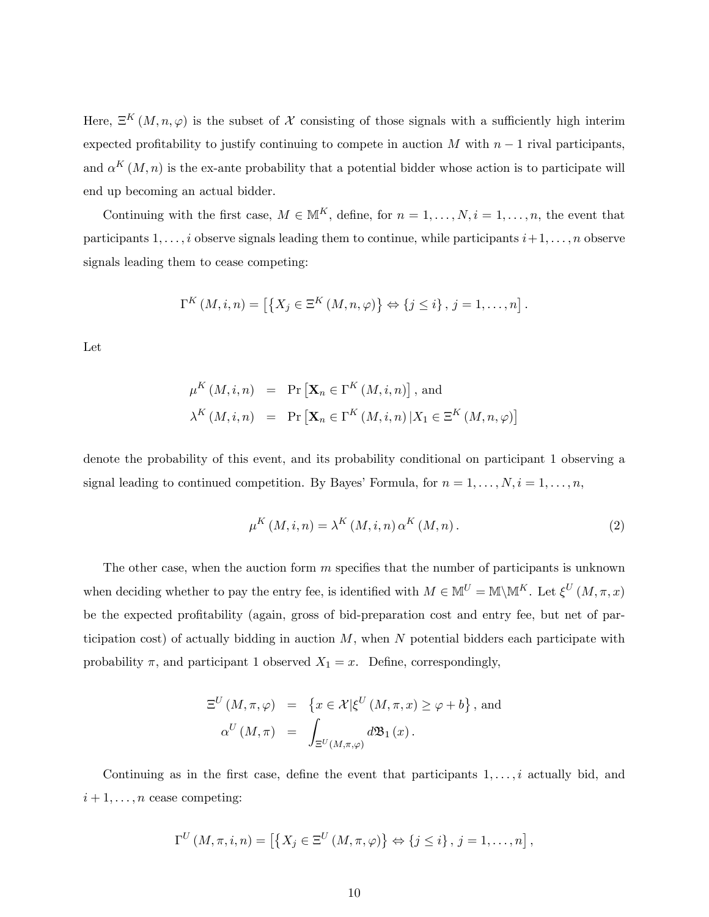Here, $\Xi^K(M, n, \varphi)$ is the subset of $\mathcal{X}$ consisting of those signals with a sufficiently high interim expected profitability to justify continuing to compete in auction $M$ with $n-1$ rival participants, and $\alpha^K(M, n)$ is the ex-ante probability that a potential bidder whose action is to participate will end up becoming an actual bidder.

Continuing with the first case, $M \in \mathbb{M}^K$, define, for $n = 1, \ldots, N, i = 1, \ldots, n$, the event that participants $1, \ldots, i$ observe signals leading them to continue, while participants $i+1, \ldots, n$ observe signals leading them to cease competing:

$$\Gamma^K(M, i, n) = \left[\left\{X_j \in \Xi^K(M, n, \varphi)\right\} \Leftrightarrow \{j \leq i\}, \, j = 1, \ldots, n\right].$$

Let

$$\begin{aligned}
\mu^K(M, i, n) &= \Pr\left[\mathbf{X}_n \in \Gamma^K(M, i, n)\right], \text{ and} \\
\lambda^K(M, i, n) &= \Pr\left[\mathbf{X}_n \in \Gamma^K(M, i, n) \,|\, X_1 \in \Xi^K(M, n, \varphi)\right]
\end{aligned}$$

denote the probability of this event, and its probability conditional on participant 1 observing a signal leading to continued competition. By Bayes' Formula, for $n = 1, \ldots, N, i = 1, \ldots, n$,

$$\mu^K(M, i, n) = \lambda^K(M, i, n)\, \alpha^K(M, n). \tag{2}$$

The other case, when the auction form $m$ specifies that the number of participants is unknown when deciding whether to pay the entry fee, is identified with $M \in \mathbb{M}^U = \mathbb{M} \backslash \mathbb{M}^K$. Let $\xi^U(M, \pi, x)$ be the expected profitability (again, gross of bid-preparation cost and entry fee, but net of participation cost) of actually bidding in auction $M$, when $N$ potential bidders each participate with probability $\pi$, and participant 1 observed $X_1 = x$. Define, correspondingly,

$$\begin{aligned}
\Xi^U(M, \pi, \varphi) &= \left\{x \in \mathcal{X} | \xi^U(M, \pi, x) \geq \varphi + b\right\}, \text{ and} \\
\alpha^U(M, \pi) &= \int_{\Xi^U(M, \pi, \varphi)} d\mathfrak{B}_1(x).
\end{aligned}$$

Continuing as in the first case, define the event that participants $1, \ldots, i$ actually bid, and $i+1, \ldots, n$ cease competing:

$$\Gamma^U(M, \pi, i, n) = \left[\left\{X_j \in \Xi^U(M, \pi, \varphi)\right\} \Leftrightarrow \{j \leq i\}, \, j = 1, \ldots, n\right],$$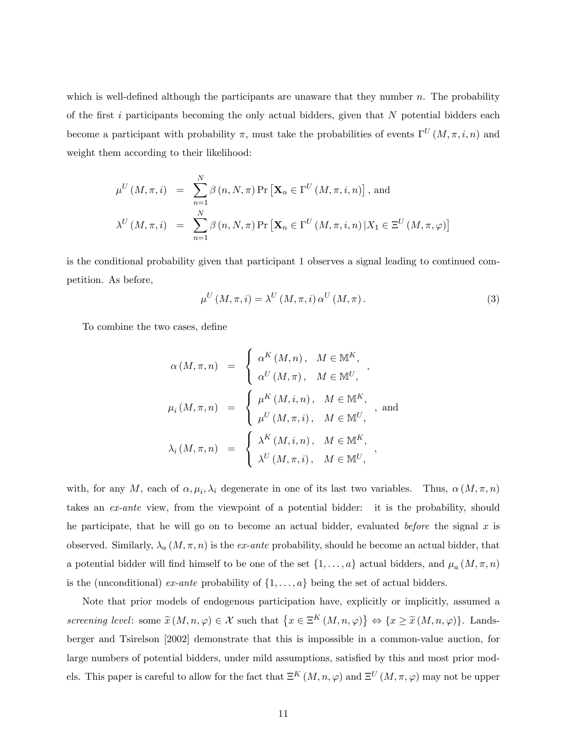which is well-defined although the participants are unaware that they number $n$. The probability of the first $i$ participants becoming the only actual bidders, given that $N$ potential bidders each become a participant with probability $\pi$, must take the probabilities of events $\Gamma^U(M,\pi,i,n)$ and weight them according to their likelihood:

$$
\begin{aligned}
\mu^U(M,\pi,i) &= \sum_{n=1}^{N} \beta(n,N,\pi) \Pr\left[\mathbf{X}_n \in \Gamma^U(M,\pi,i,n)\right], \text{ and} \\
\lambda^U(M,\pi,i) &= \sum_{n=1}^{N} \beta(n,N,\pi) \Pr\left[\mathbf{X}_n \in \Gamma^U(M,\pi,i,n) \,|\, X_1 \in \Xi^U(M,\pi,\varphi)\right]
\end{aligned}
$$

is the conditional probability given that participant 1 observes a signal leading to continued competition. As before,

$$
\mu^U(M,\pi,i) = \lambda^U(M,\pi,i)\,\alpha^U(M,\pi). \tag{3}
$$

To combine the two cases, define

$$
\begin{aligned}
\alpha(M,\pi,n) &= \begin{cases} \alpha^K(M,n), & M \in \mathbb{M}^K, \\ \alpha^U(M,\pi), & M \in \mathbb{M}^U, \end{cases}, \\
\mu_i(M,\pi,n) &= \begin{cases} \mu^K(M,i,n), & M \in \mathbb{M}^K, \\ \mu^U(M,\pi,i), & M \in \mathbb{M}^U, \end{cases}, \text{ and} \\
\lambda_i(M,\pi,n) &= \begin{cases} \lambda^K(M,i,n), & M \in \mathbb{M}^K, \\ \lambda^U(M,\pi,i), & M \in \mathbb{M}^U, \end{cases},
\end{aligned}
$$

with, for any $M$, each of $\alpha, \mu_i, \lambda_i$ degenerate in one of its last two variables. Thus, $\alpha(M,\pi,n)$ takes an *ex-ante* view, from the viewpoint of a potential bidder: it is the probability, should he participate, that he will go on to become an actual bidder, evaluated *before* the signal $x$ is observed. Similarly, $\lambda_a(M,\pi,n)$ is the *ex-ante* probability, should he become an actual bidder, that a potential bidder will find himself to be one of the set $\{1,\ldots,a\}$ actual bidders, and $\mu_a(M,\pi,n)$ is the (unconditional) *ex-ante* probability of $\{1,\ldots,a\}$ being the set of actual bidders.

Note that prior models of endogenous participation have, explicitly or implicitly, assumed a *screening level*: some $\widetilde{x}(M,n,\varphi) \in \mathcal{X}$ such that $\left\{x \in \Xi^K(M,n,\varphi)\right\} \Leftrightarrow \{x \geq \widetilde{x}(M,n,\varphi)\}$. Landsberger and Tsirelson [2002] demonstrate that this is impossible in a common-value auction, for large numbers of potential bidders, under mild assumptions, satisfied by this and most prior models. This paper is careful to allow for the fact that $\Xi^K(M,n,\varphi)$ and $\Xi^U(M,\pi,\varphi)$ may not be upper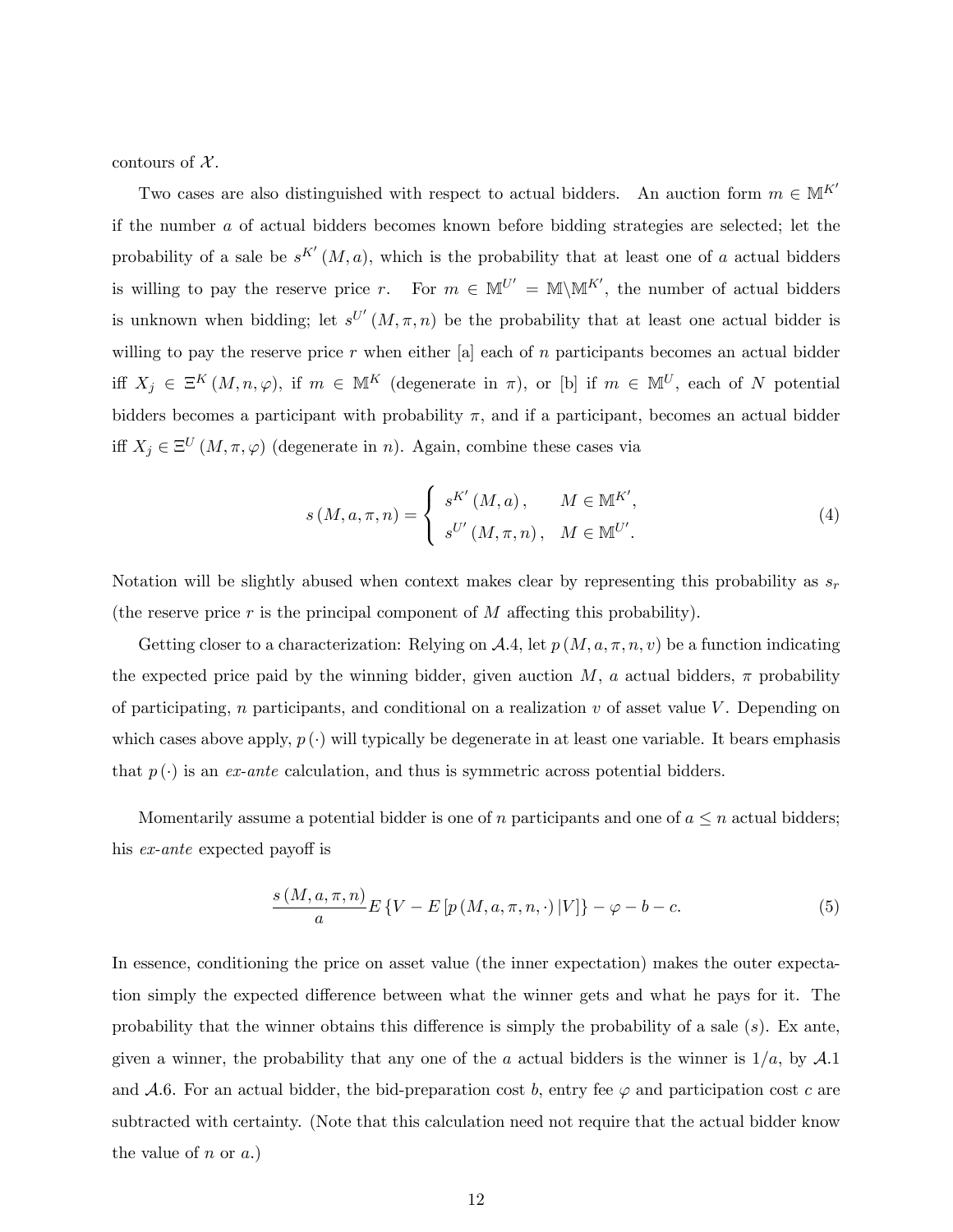contours of $\mathcal{X}$.

Two cases are also distinguished with respect to actual bidders. An auction form $m \in \mathbb{M}^{K'}$ if the number $a$ of actual bidders becomes known before bidding strategies are selected; let the probability of a sale be $s^{K'}(M, a)$, which is the probability that at least one of $a$ actual bidders is willing to pay the reserve price $r$. For $m \in \mathbb{M}^{U'} = \mathbb{M} \backslash \mathbb{M}^{K'}$, the number of actual bidders is unknown when bidding; let $s^{U'}(M, \pi, n)$ be the probability that at least one actual bidder is willing to pay the reserve price $r$ when either [a] each of $n$ participants becomes an actual bidder iff $X_j \in \Xi^K(M, n, \varphi)$, if $m \in \mathbb{M}^K$ (degenerate in $\pi$), or [b] if $m \in \mathbb{M}^U$, each of $N$ potential bidders becomes a participant with probability $\pi$, and if a participant, becomes an actual bidder iff $X_j \in \Xi^U(M, \pi, \varphi)$ (degenerate in $n$). Again, combine these cases via

$$s(M, a, \pi, n) = \begin{cases} s^{K'}(M, a), & M \in \mathbb{M}^{K'}, \\ s^{U'}(M, \pi, n), & M \in \mathbb{M}^{U'}. \end{cases} \tag{4}$$

Notation will be slightly abused when context makes clear by representing this probability as $s_r$ (the reserve price $r$ is the principal component of $M$ affecting this probability).

Getting closer to a characterization: Relying on $\mathcal{A}.4$, let $p(M, a, \pi, n, v)$ be a function indicating the expected price paid by the winning bidder, given auction $M$, $a$ actual bidders, $\pi$ probability of participating, $n$ participants, and conditional on a realization $v$ of asset value $V$. Depending on which cases above apply, $p(\cdot)$ will typically be degenerate in at least one variable. It bears emphasis that $p(\cdot)$ is an *ex-ante* calculation, and thus is symmetric across potential bidders.

Momentarily assume a potential bidder is one of $n$ participants and one of $a \leq n$ actual bidders; his *ex-ante* expected payoff is

$$\frac{s(M, a, \pi, n)}{a} E\{V - E[p(M, a, \pi, n, \cdot) | V]\} - \varphi - b - c. \tag{5}$$

In essence, conditioning the price on asset value (the inner expectation) makes the outer expectation simply the expected difference between what the winner gets and what he pays for it. The probability that the winner obtains this difference is simply the probability of a sale ($s$). Ex ante, given a winner, the probability that any one of the $a$ actual bidders is the winner is $1/a$, by $\mathcal{A}.1$ and $\mathcal{A}.6$. For an actual bidder, the bid-preparation cost $b$, entry fee $\varphi$ and participation cost $c$ are subtracted with certainty. (Note that this calculation need not require that the actual bidder know the value of $n$ or $a$.)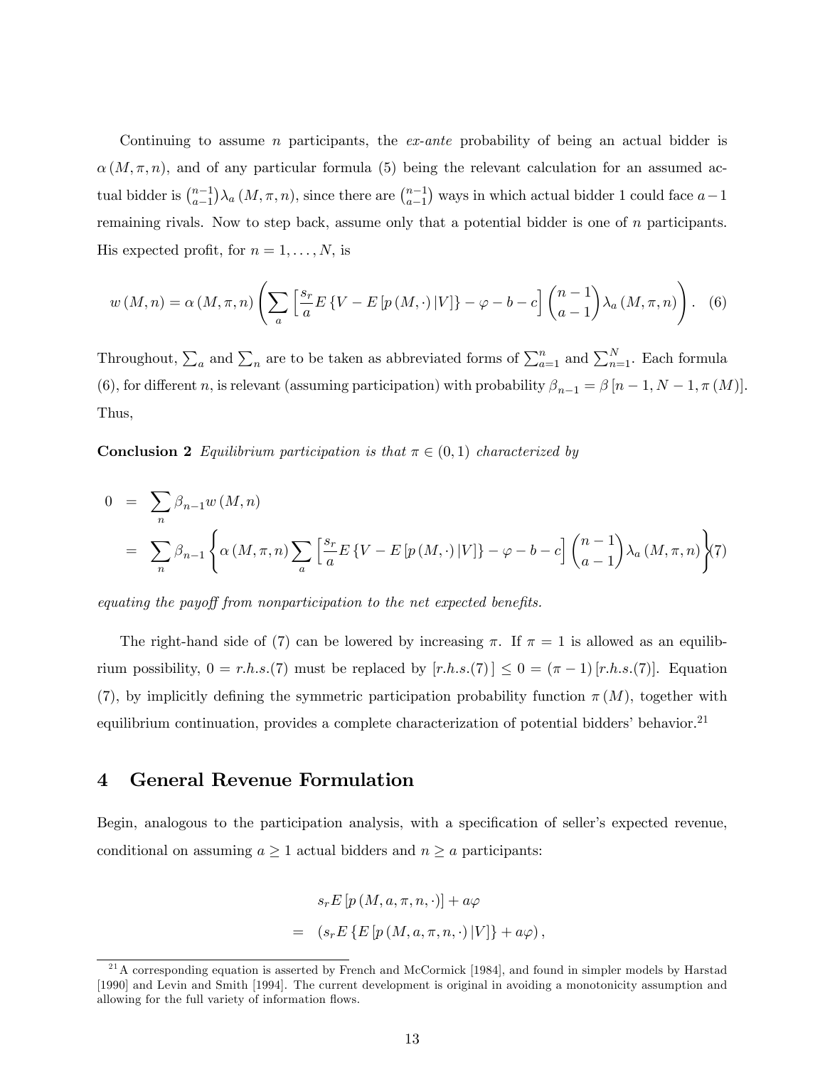Continuing to assume $n$ participants, the *ex-ante* probability of being an actual bidder is $\alpha(M, \pi, n)$, and of any particular formula (5) being the relevant calculation for an assumed actual bidder is $\binom{n-1}{a-1}\lambda_a(M, \pi, n)$, since there are $\binom{n-1}{a-1}$ ways in which actual bidder 1 could face $a-1$ remaining rivals. Now to step back, assume only that a potential bidder is one of $n$ participants. His expected profit, for $n = 1, \ldots, N$, is

$$w(M, n) = \alpha(M, \pi, n)\left(\sum_a \left[\frac{s_r}{a}E\{V - E[p(M, \cdot)|V]\} - \varphi - b - c\right]\binom{n-1}{a-1}\lambda_a(M, \pi, n)\right). \quad (6)$$

Throughout, $\sum_a$ and $\sum_n$ are to be taken as abbreviated forms of $\sum_{a=1}^{n}$ and $\sum_{n=1}^{N}$. Each formula (6), for different $n$, is relevant (assuming participation) with probability $\beta_{n-1} = \beta[n-1, N-1, \pi(M)]$. Thus,

**Conclusion 2** *Equilibrium participation is that $\pi \in (0, 1)$ characterized by*

$$\begin{aligned} 0 &= \sum_n \beta_{n-1} w(M, n) \\ &= \sum_n \beta_{n-1}\left\{\alpha(M, \pi, n)\sum_a \left[\frac{s_r}{a}E\{V - E[p(M, \cdot)|V]\} - \varphi - b - c\right]\binom{n-1}{a-1}\lambda_a(M, \pi, n)\right\} \quad (7) \end{aligned}$$

*equating the payoff from nonparticipation to the net expected benefits.*

The right-hand side of (7) can be lowered by increasing $\pi$. If $\pi = 1$ is allowed as an equilibrium possibility, $0 = r.h.s.(7)$ must be replaced by $[r.h.s.(7)] \leq 0 = (\pi - 1)[r.h.s.(7)]$. Equation (7), by implicitly defining the symmetric participation probability function $\pi(M)$, together with equilibrium continuation, provides a complete characterization of potential bidders' behavior.[21]

# 4 General Revenue Formulation

Begin, analogous to the participation analysis, with a specification of seller's expected revenue, conditional on assuming $a \geq 1$ actual bidders and $n \geq a$ participants:

$$\begin{aligned} & s_r E[p(M, a, \pi, n, \cdot)] + a\varphi \\ = \; & (s_r E\{E[p(M, a, \pi, n, \cdot)|V]\} + a\varphi), \end{aligned}$$

[21] A corresponding equation is asserted by French and McCormick [1984], and found in simpler models by Harstad [1990] and Levin and Smith [1994]. The current development is original in avoiding a monotonicity assumption and allowing for the full variety of information flows.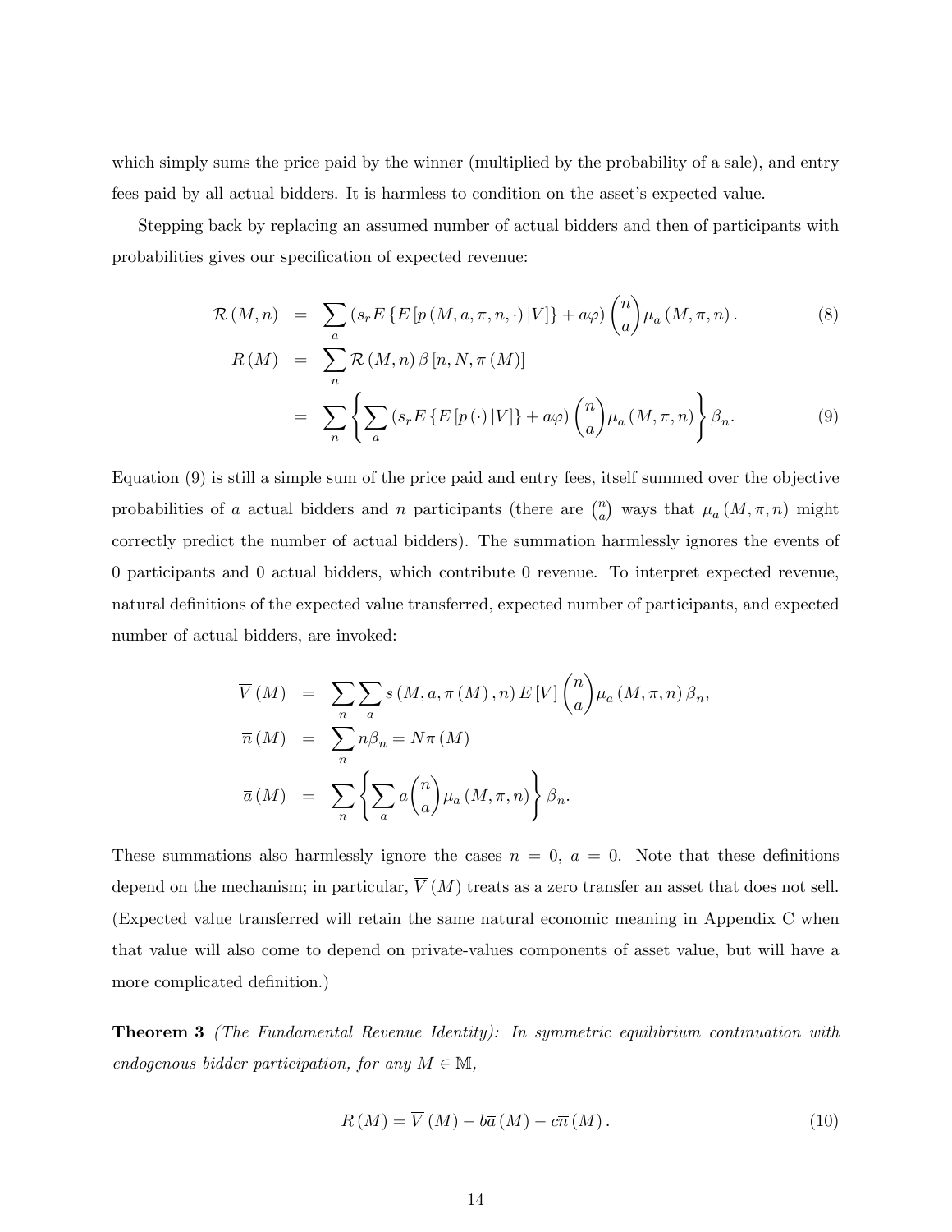which simply sums the price paid by the winner (multiplied by the probability of a sale), and entry fees paid by all actual bidders. It is harmless to condition on the asset's expected value.

Stepping back by replacing an assumed number of actual bidders and then of participants with probabilities gives our specification of expected revenue:

$$
\mathcal{R}(M,n) = \sum_a \left(s_r E\left\{E\left[p\left(M,a,\pi,n,\cdot\right)|V\right]\right\} + a\varphi\right)\binom{n}{a}\mu_a\left(M,\pi,n\right). \tag{8}
$$

$$
\begin{aligned}
R(M) &= \sum_n \mathcal{R}(M,n)\,\beta\left[n,N,\pi(M)\right] \\
&= \sum_n \left\{\sum_a \left(s_r E\left\{E\left[p\left(\cdot\right)|V\right]\right\} + a\varphi\right)\binom{n}{a}\mu_a\left(M,\pi,n\right)\right\}\beta_n.
\end{aligned} \tag{9}
$$

Equation (9) is still a simple sum of the price paid and entry fees, itself summed over the objective probabilities of $a$ actual bidders and $n$ participants (there are $\binom{n}{a}$ ways that $\mu_a(M,\pi,n)$ might correctly predict the number of actual bidders). The summation harmlessly ignores the events of 0 participants and 0 actual bidders, which contribute 0 revenue. To interpret expected revenue, natural definitions of the expected value transferred, expected number of participants, and expected number of actual bidders, are invoked:

$$
\begin{aligned}
\overline{V}(M) &= \sum_n \sum_a s\left(M,a,\pi(M),n\right)E[V]\binom{n}{a}\mu_a\left(M,\pi,n\right)\beta_n, \\
\overline{n}(M) &= \sum_n n\beta_n = N\pi(M) \\
\overline{a}(M) &= \sum_n \left\{\sum_a a\binom{n}{a}\mu_a\left(M,\pi,n\right)\right\}\beta_n.
\end{aligned}
$$

These summations also harmlessly ignore the cases $n = 0$, $a = 0$. Note that these definitions depend on the mechanism; in particular, $\overline{V}(M)$ treats as a zero transfer an asset that does not sell. (Expected value transferred will retain the same natural economic meaning in Appendix C when that value will also come to depend on private-values components of asset value, but will have a more complicated definition.)

**Theorem 3** *(The Fundamental Revenue Identity): In symmetric equilibrium continuation with endogenous bidder participation, for any $M \in \mathbb{M}$,*

$$
R(M) = \overline{V}(M) - b\overline{a}(M) - c\overline{n}(M). \tag{10}
$$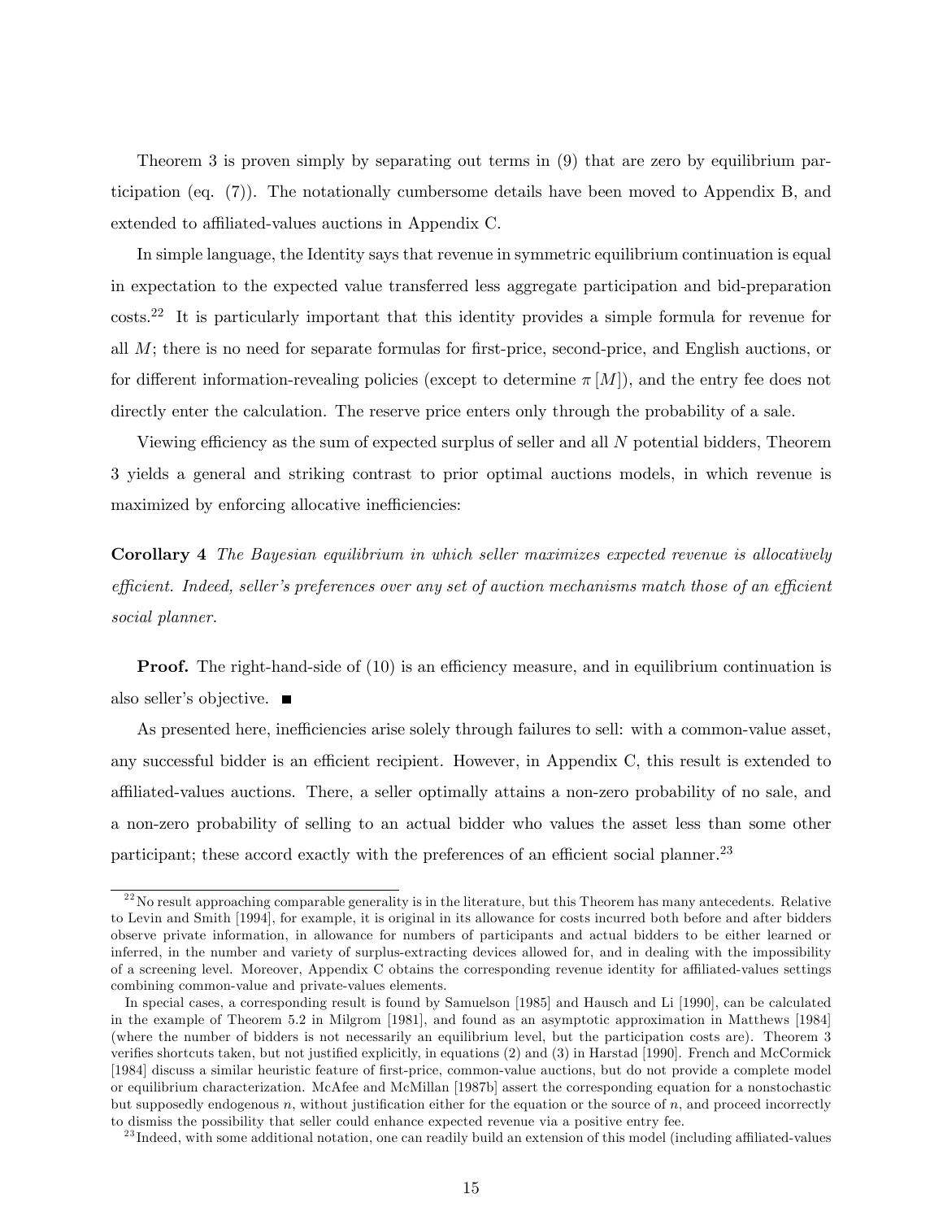Theorem 3 is proven simply by separating out terms in (9) that are zero by equilibrium participation (eq. (7)). The notationally cumbersome details have been moved to Appendix B, and extended to affiliated-values auctions in Appendix C.

In simple language, the Identity says that revenue in symmetric equilibrium continuation is equal in expectation to the expected value transferred less aggregate participation and bid-preparation costs.[22] It is particularly important that this identity provides a simple formula for revenue for all $M$; there is no need for separate formulas for first-price, second-price, and English auctions, or for different information-revealing policies (except to determine $\pi[M]$), and the entry fee does not directly enter the calculation. The reserve price enters only through the probability of a sale.

Viewing efficiency as the sum of expected surplus of seller and all $N$ potential bidders, Theorem 3 yields a general and striking contrast to prior optimal auctions models, in which revenue is maximized by enforcing allocative inefficiencies:

**Corollary 4** *The Bayesian equilibrium in which seller maximizes expected revenue is allocatively efficient. Indeed, seller's preferences over any set of auction mechanisms match those of an efficient social planner.*

**Proof.** The right-hand-side of (10) is an efficiency measure, and in equilibrium continuation is also seller's objective. ■

As presented here, inefficiencies arise solely through failures to sell: with a common-value asset, any successful bidder is an efficient recipient. However, in Appendix C, this result is extended to affiliated-values auctions. There, a seller optimally attains a non-zero probability of no sale, and a non-zero probability of selling to an actual bidder who values the asset less than some other participant; these accord exactly with the preferences of an efficient social planner.[23]

---

[22] No result approaching comparable generality is in the literature, but this Theorem has many antecedents. Relative to Levin and Smith [1994], for example, it is original in its allowance for costs incurred both before and after bidders observe private information, in allowance for numbers of participants and actual bidders to be either learned or inferred, in the number and variety of surplus-extracting devices allowed for, and in dealing with the impossibility of a screening level. Moreover, Appendix C obtains the corresponding revenue identity for affiliated-values settings combining common-value and private-values elements.

In special cases, a corresponding result is found by Samuelson [1985] and Hausch and Li [1990], can be calculated in the example of Theorem 5.2 in Milgrom [1981], and found as an asymptotic approximation in Matthews [1984] (where the number of bidders is not necessarily an equilibrium level, but the participation costs are). Theorem 3 verifies shortcuts taken, but not justified explicitly, in equations (2) and (3) in Harstad [1990]. French and McCormick [1984] discuss a similar heuristic feature of first-price, common-value auctions, but do not provide a complete model or equilibrium characterization. McAfee and McMillan [1987b] assert the corresponding equation for a nonstochastic but supposedly endogenous $n$, without justification either for the equation or the source of $n$, and proceed incorrectly to dismiss the possibility that seller could enhance expected revenue via a positive entry fee.

[23] Indeed, with some additional notation, one can readily build an extension of this model (including affiliated-values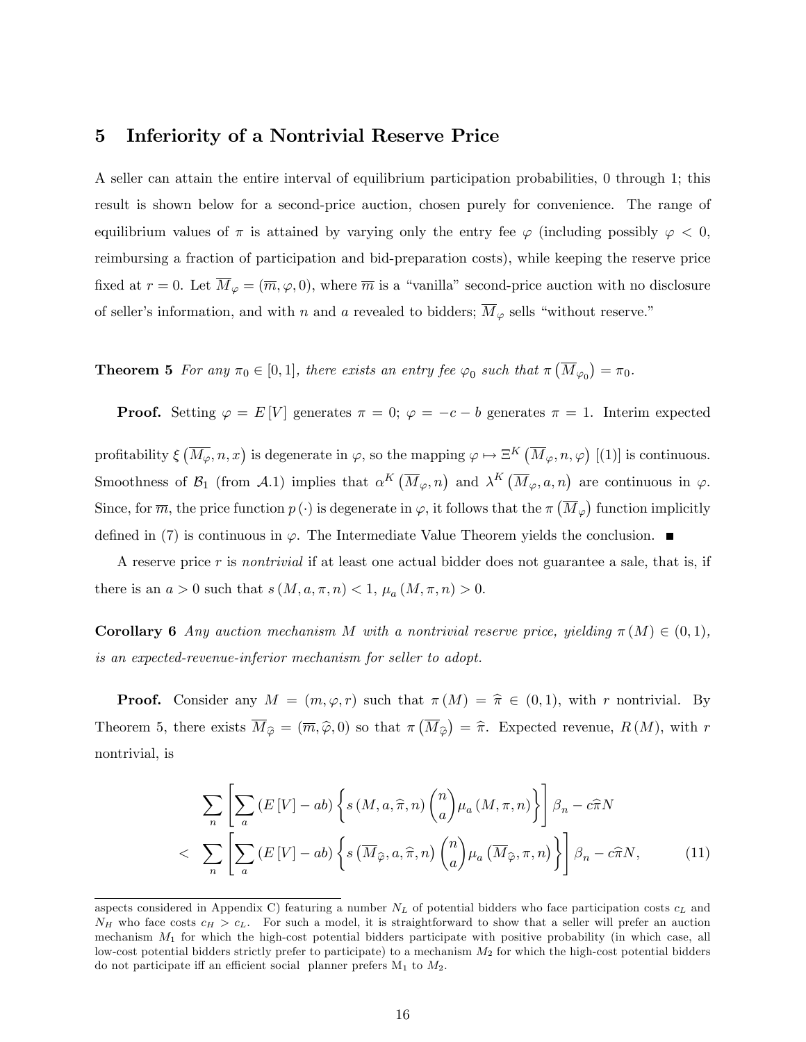## 5 Inferiority of a Nontrivial Reserve Price

A seller can attain the entire interval of equilibrium participation probabilities, 0 through 1; this result is shown below for a second-price auction, chosen purely for convenience. The range of equilibrium values of $\pi$ is attained by varying only the entry fee $\varphi$ (including possibly $\varphi < 0$, reimbursing a fraction of participation and bid-preparation costs), while keeping the reserve price fixed at $r = 0$. Let $\overline{M}_{\varphi} = (\overline{m}, \varphi, 0)$, where $\overline{m}$ is a "vanilla" second-price auction with no disclosure of seller's information, and with $n$ and $a$ revealed to bidders; $\overline{M}_{\varphi}$ sells "without reserve."

**Theorem 5** *For any $\pi_0 \in [0, 1]$, there exists an entry fee $\varphi_0$ such that $\pi\left(\overline{M}_{\varphi_0}\right) = \pi_0$.*

**Proof.** Setting $\varphi = E[V]$ generates $\pi = 0$; $\varphi = -c - b$ generates $\pi = 1$. Interim expected profitability $\xi\left(\overline{M_{\varphi}}, n, x\right)$ is degenerate in $\varphi$, so the mapping $\varphi \mapsto \Xi^K\left(\overline{M}_{\varphi}, n, \varphi\right)$ [(1)] is continuous. Smoothness of $\mathcal{B}_1$ (from $\mathcal{A}.1$) implies that $\alpha^K\left(\overline{M}_{\varphi}, n\right)$ and $\lambda^K\left(\overline{M}_{\varphi}, a, n\right)$ are continuous in $\varphi$. Since, for $\overline{m}$, the price function $p(\cdot)$ is degenerate in $\varphi$, it follows that the $\pi\left(\overline{M}_{\varphi}\right)$ function implicitly defined in (7) is continuous in $\varphi$. The Intermediate Value Theorem yields the conclusion. ∎

A reserve price $r$ is *nontrivial* if at least one actual bidder does not guarantee a sale, that is, if there is an $a > 0$ such that $s(M, a, \pi, n) < 1$, $\mu_a(M, \pi, n) > 0$.

**Corollary 6** *Any auction mechanism $M$ with a nontrivial reserve price, yielding $\pi(M) \in (0, 1)$, is an expected-revenue-inferior mechanism for seller to adopt.*

**Proof.** Consider any $M = (m, \varphi, r)$ such that $\pi(M) = \widehat{\pi} \in (0, 1)$, with $r$ nontrivial. By Theorem 5, there exists $\overline{M}_{\widehat{\varphi}} = (\overline{m}, \widehat{\varphi}, 0)$ so that $\pi\left(\overline{M}_{\widehat{\varphi}}\right) = \widehat{\pi}$. Expected revenue, $R(M)$, with $r$ nontrivial, is

$$
\begin{aligned}
&\sum_n \left[ \sum_a (E[V] - ab) \left\{ s(M, a, \widehat{\pi}, n) \binom{n}{a} \mu_a(M, \pi, n) \right\} \right] \beta_n - c\widehat{\pi}N \\
< \ &\sum_n \left[ \sum_a (E[V] - ab) \left\{ s\left(\overline{M}_{\widehat{\varphi}}, a, \widehat{\pi}, n\right) \binom{n}{a} \mu_a\left(\overline{M}_{\widehat{\varphi}}, \pi, n\right) \right\} \right] \beta_n - c\widehat{\pi}N, \qquad (11)
\end{aligned}
$$

aspects considered in Appendix C) featuring a number $N_L$ of potential bidders who face participation costs $c_L$ and $N_H$ who face costs $c_H > c_L$. For such a model, it is straightforward to show that a seller will prefer an auction mechanism $M_1$ for which the high-cost potential bidders participate with positive probability (in which case, all low-cost potential bidders strictly prefer to participate) to a mechanism $M_2$ for which the high-cost potential bidders do not participate iff an efficient social planner prefers $M_1$ to $M_2$.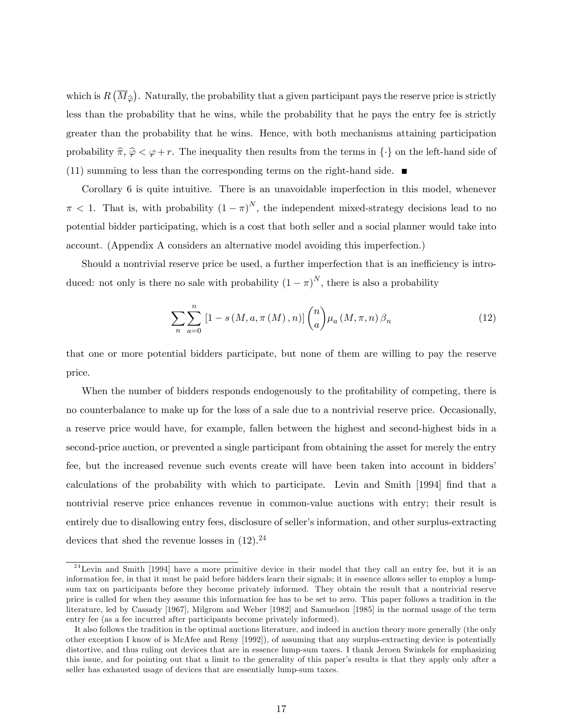which is $R\left(\overline{M}_{\widehat{\varphi}}\right)$. Naturally, the probability that a given participant pays the reserve price is strictly less than the probability that he wins, while the probability that he pays the entry fee is strictly greater than the probability that he wins. Hence, with both mechanisms attaining participation probability $\widehat{\pi}$, $\widehat{\varphi} < \varphi + r$. The inequality then results from the terms in $\{\cdot\}$ on the left-hand side of (11) summing to less than the corresponding terms on the right-hand side. ■

Corollary 6 is quite intuitive. There is an unavoidable imperfection in this model, whenever $\pi < 1$. That is, with probability $(1-\pi)^N$, the independent mixed-strategy decisions lead to no potential bidder participating, which is a cost that both seller and a social planner would take into account. (Appendix A considers an alternative model avoiding this imperfection.)

Should a nontrivial reserve price be used, a further imperfection that is an inefficiency is introduced: not only is there no sale with probability $(1-\pi)^N$, there is also a probability

$$\sum_{n}\sum_{a=0}^{n}\left[1-s\left(M,a,\pi\left(M\right),n\right)\right]\binom{n}{a}\mu_a\left(M,\pi,n\right)\beta_n \tag{12}$$

that one or more potential bidders participate, but none of them are willing to pay the reserve price.

When the number of bidders responds endogenously to the profitability of competing, there is no counterbalance to make up for the loss of a sale due to a nontrivial reserve price. Occasionally, a reserve price would have, for example, fallen between the highest and second-highest bids in a second-price auction, or prevented a single participant from obtaining the asset for merely the entry fee, but the increased revenue such events create will have been taken into account in bidders' calculations of the probability with which to participate. Levin and Smith [1994] find that a nontrivial reserve price enhances revenue in common-value auctions with entry; their result is entirely due to disallowing entry fees, disclosure of seller's information, and other surplus-extracting devices that shed the revenue losses in (12).[24]

[24] Levin and Smith [1994] have a more primitive device in their model that they call an entry fee, but it is an information fee, in that it must be paid before bidders learn their signals; it in essence allows seller to employ a lump-sum tax on participants before they become privately informed. They obtain the result that a nontrivial reserve price is called for when they assume this information fee has to be set to zero. This paper follows a tradition in the literature, led by Cassady [1967], Milgrom and Weber [1982] and Samuelson [1985] in the normal usage of the term entry fee (as a fee incurred after participants become privately informed).

It also follows the tradition in the optimal auctions literature, and indeed in auction theory more generally (the only other exception I know of is McAfee and Reny [1992]), of assuming that any surplus-extracting device is potentially distortive, and thus ruling out devices that are in essence lump-sum taxes. I thank Jeroen Swinkels for emphasizing this issue, and for pointing out that a limit to the generality of this paper's results is that they apply only after a seller has exhausted usage of devices that are essentially lump-sum taxes.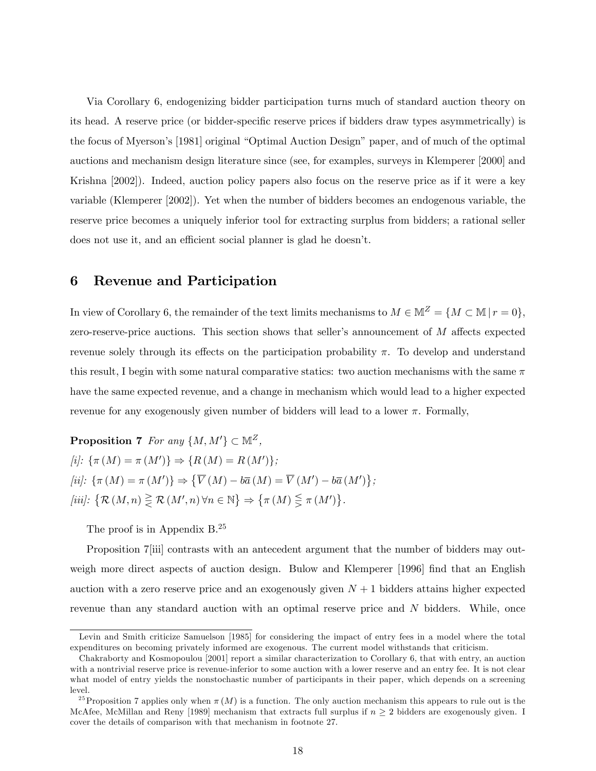Via Corollary 6, endogenizing bidder participation turns much of standard auction theory on its head. A reserve price (or bidder-specific reserve prices if bidders draw types asymmetrically) is the focus of Myerson's [1981] original "Optimal Auction Design" paper, and of much of the optimal auctions and mechanism design literature since (see, for examples, surveys in Klemperer [2000] and Krishna [2002]). Indeed, auction policy papers also focus on the reserve price as if it were a key variable (Klemperer [2002]). Yet when the number of bidders becomes an endogenous variable, the reserve price becomes a uniquely inferior tool for extracting surplus from bidders; a rational seller does not use it, and an efficient social planner is glad he doesn't.

## 6 Revenue and Participation

In view of Corollary 6, the remainder of the text limits mechanisms to $M \in \mathbb{M}^Z = \{M \subset \mathbb{M} \,|\, r = 0\}$, zero-reserve-price auctions. This section shows that seller's announcement of $M$ affects expected revenue solely through its effects on the participation probability $\pi$. To develop and understand this result, I begin with some natural comparative statics: two auction mechanisms with the same $\pi$ have the same expected revenue, and a change in mechanism which would lead to a higher expected revenue for any exogenously given number of bidders will lead to a lower $\pi$. Formally,

**Proposition 7** *For any* $\{M, M'\} \subset \mathbb{M}^Z$,
*[i]:* $\{\pi(M) = \pi(M')\} \Rightarrow \{R(M) = R(M')\}$;
*[ii]:* $\{\pi(M) = \pi(M')\} \Rightarrow \{\overline{V}(M) - b\overline{a}(M) = \overline{V}(M') - b\overline{a}(M')\}$;
*[iii]:* $\{\mathcal{R}(M, n) \gtreqless \mathcal{R}(M', n) \, \forall n \in \mathbb{N}\} \Rightarrow \{\pi(M) \lesseqgtr \pi(M')\}$.

The proof is in Appendix B.[25]

Proposition 7[iii] contrasts with an antecedent argument that the number of bidders may outweigh more direct aspects of auction design. Bulow and Klemperer [1996] find that an English auction with a zero reserve price and an exogenously given $N + 1$ bidders attains higher expected revenue than any standard auction with an optimal reserve price and $N$ bidders. While, once

Levin and Smith criticize Samuelson [1985] for considering the impact of entry fees in a model where the total expenditures on becoming privately informed are exogenous. The current model withstands that criticism.

Chakraborty and Kosmopoulou [2001] report a similar characterization to Corollary 6, that with entry, an auction with a nontrivial reserve price is revenue-inferior to some auction with a lower reserve and an entry fee. It is not clear what model of entry yields the nonstochastic number of participants in their paper, which depends on a screening level.

[25] Proposition 7 applies only when $\pi(M)$ is a function. The only auction mechanism this appears to rule out is the McAfee, McMillan and Reny [1989] mechanism that extracts full surplus if $n \geq 2$ bidders are exogenously given. I cover the details of comparison with that mechanism in footnote 27.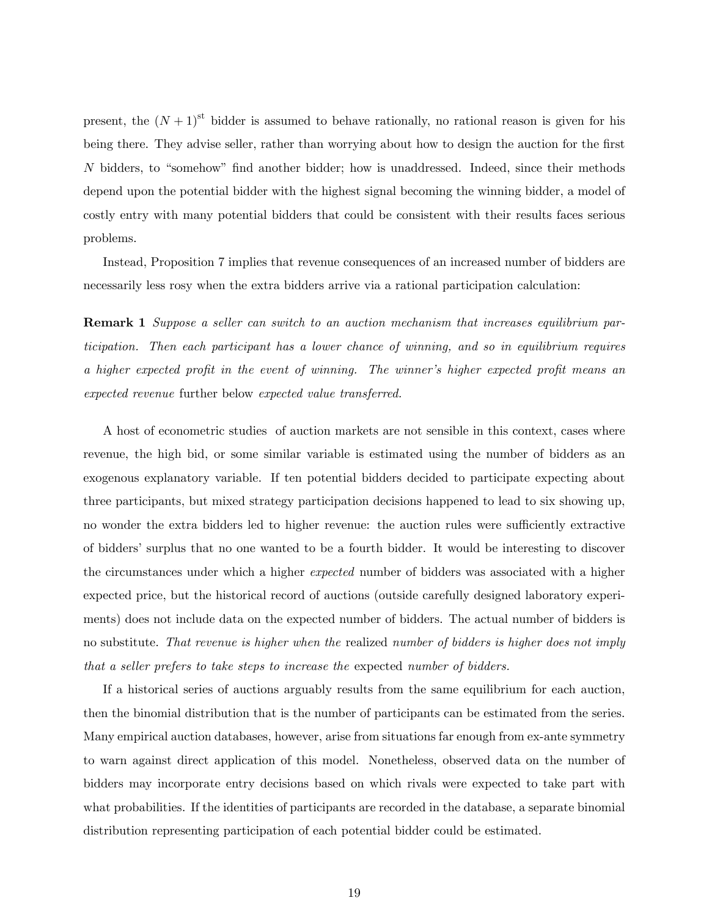present, the $(N+1)^{\text{st}}$ bidder is assumed to behave rationally, no rational reason is given for his being there. They advise seller, rather than worrying about how to design the auction for the first $N$ bidders, to "somehow" find another bidder; how is unaddressed. Indeed, since their methods depend upon the potential bidder with the highest signal becoming the winning bidder, a model of costly entry with many potential bidders that could be consistent with their results faces serious problems.

Instead, Proposition 7 implies that revenue consequences of an increased number of bidders are necessarily less rosy when the extra bidders arrive via a rational participation calculation:

**Remark 1** *Suppose a seller can switch to an auction mechanism that increases equilibrium participation. Then each participant has a lower chance of winning, and so in equilibrium requires a higher expected profit in the event of winning. The winner's higher expected profit means an expected revenue* further below *expected value transferred.*

A host of econometric studies of auction markets are not sensible in this context, cases where revenue, the high bid, or some similar variable is estimated using the number of bidders as an exogenous explanatory variable. If ten potential bidders decided to participate expecting about three participants, but mixed strategy participation decisions happened to lead to six showing up, no wonder the extra bidders led to higher revenue: the auction rules were sufficiently extractive of bidders' surplus that no one wanted to be a fourth bidder. It would be interesting to discover the circumstances under which a higher *expected* number of bidders was associated with a higher expected price, but the historical record of auctions (outside carefully designed laboratory experiments) does not include data on the expected number of bidders. The actual number of bidders is no substitute. *That revenue is higher when the* realized *number of bidders is higher does not imply that a seller prefers to take steps to increase the* expected *number of bidders.*

If a historical series of auctions arguably results from the same equilibrium for each auction, then the binomial distribution that is the number of participants can be estimated from the series. Many empirical auction databases, however, arise from situations far enough from ex-ante symmetry to warn against direct application of this model. Nonetheless, observed data on the number of bidders may incorporate entry decisions based on which rivals were expected to take part with what probabilities. If the identities of participants are recorded in the database, a separate binomial distribution representing participation of each potential bidder could be estimated.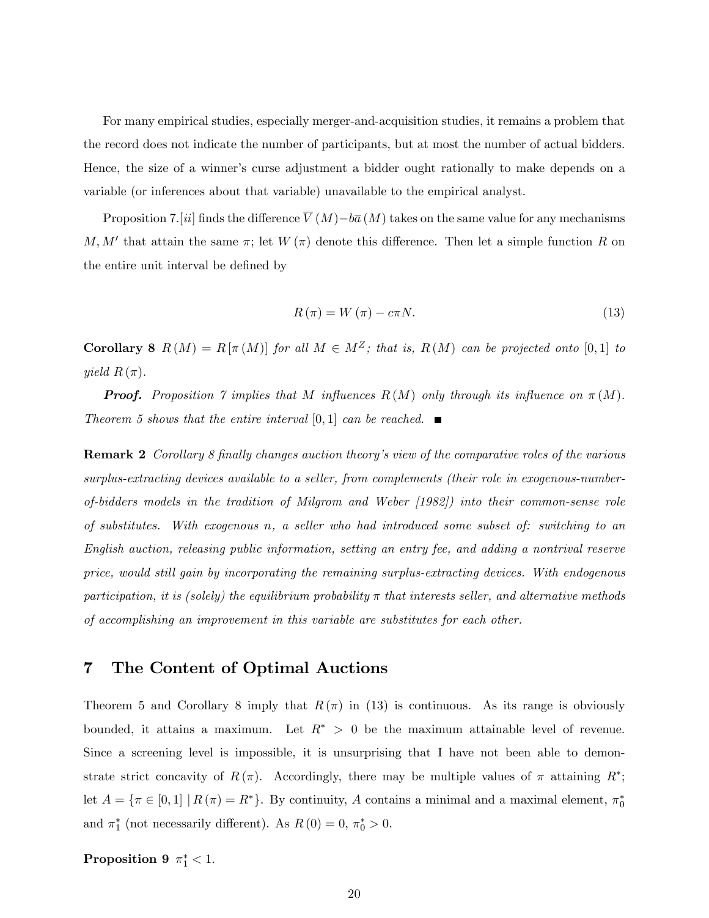For many empirical studies, especially merger-and-acquisition studies, it remains a problem that the record does not indicate the number of participants, but at most the number of actual bidders. Hence, the size of a winner's curse adjustment a bidder ought rationally to make depends on a variable (or inferences about that variable) unavailable to the empirical analyst.

Proposition 7.[*ii*] finds the difference $\overline{V}(M) - b\overline{a}(M)$ takes on the same value for any mechanisms $M, M'$ that attain the same $\pi$; let $W(\pi)$ denote this difference. Then let a simple function $R$ on the entire unit interval be defined by

$$R(\pi) = W(\pi) - c\pi N. \tag{13}$$

**Corollary 8** *$R(M) = R[\pi(M)]$ for all $M \in M^Z$; that is, $R(M)$ can be projected onto $[0,1]$ to yield $R(\pi)$.*

***Proof.*** *Proposition 7 implies that $M$ influences $R(M)$ only through its influence on $\pi(M)$. Theorem 5 shows that the entire interval $[0,1]$ can be reached.* ■

**Remark 2** *Corollary 8 finally changes auction theory's view of the comparative roles of the various surplus-extracting devices available to a seller, from complements (their role in exogenous-number-of-bidders models in the tradition of Milgrom and Weber [1982]) into their common-sense role of substitutes. With exogenous $n$, a seller who had introduced some subset of: switching to an English auction, releasing public information, setting an entry fee, and adding a nontrival reserve price, would still gain by incorporating the remaining surplus-extracting devices. With endogenous participation, it is (solely) the equilibrium probability $\pi$ that interests seller, and alternative methods of accomplishing an improvement in this variable are substitutes for each other.*

# 7 The Content of Optimal Auctions

Theorem 5 and Corollary 8 imply that $R(\pi)$ in (13) is continuous. As its range is obviously bounded, it attains a maximum. Let $R^* > 0$ be the maximum attainable level of revenue. Since a screening level is impossible, it is unsurprising that I have not been able to demonstrate strict concavity of $R(\pi)$. Accordingly, there may be multiple values of $\pi$ attaining $R^*$; let $A = \{\pi \in [0,1] \mid R(\pi) = R^*\}$. By continuity, $A$ contains a minimal and a maximal element, $\pi_0^*$ and $\pi_1^*$ (not necessarily different). As $R(0) = 0$, $\pi_0^* > 0$.

**Proposition 9** *$\pi_1^* < 1$.*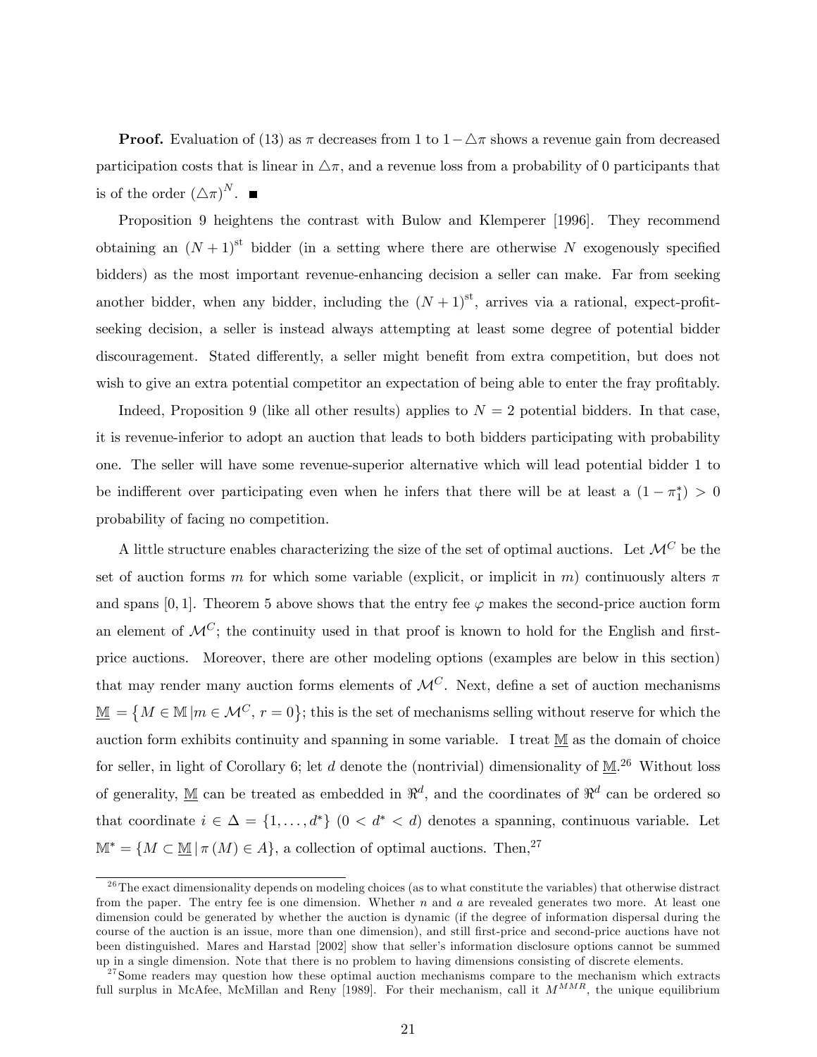**Proof.** Evaluation of (13) as $\pi$ decreases from 1 to $1 - \triangle\pi$ shows a revenue gain from decreased participation costs that is linear in $\triangle\pi$, and a revenue loss from a probability of 0 participants that is of the order $(\triangle\pi)^N$. ■

Proposition 9 heightens the contrast with Bulow and Klemperer [1996]. They recommend obtaining an $(N+1)^{\text{st}}$ bidder (in a setting where there are otherwise $N$ exogenously specified bidders) as the most important revenue-enhancing decision a seller can make. Far from seeking another bidder, when any bidder, including the $(N+1)^{\text{st}}$, arrives via a rational, expect-profit-seeking decision, a seller is instead always attempting at least some degree of potential bidder discouragement. Stated differently, a seller might benefit from extra competition, but does not wish to give an extra potential competitor an expectation of being able to enter the fray profitably.

Indeed, Proposition 9 (like all other results) applies to $N = 2$ potential bidders. In that case, it is revenue-inferior to adopt an auction that leads to both bidders participating with probability one. The seller will have some revenue-superior alternative which will lead potential bidder 1 to be indifferent over participating even when he infers that there will be at least a $(1 - \pi_1^*) > 0$ probability of facing no competition.

A little structure enables characterizing the size of the set of optimal auctions. Let $\mathcal{M}^C$ be the set of auction forms $m$ for which some variable (explicit, or implicit in $m$) continuously alters $\pi$ and spans $[0,1]$. Theorem 5 above shows that the entry fee $\varphi$ makes the second-price auction form an element of $\mathcal{M}^C$; the continuity used in that proof is known to hold for the English and first-price auctions. Moreover, there are other modeling options (examples are below in this section) that may render many auction forms elements of $\mathcal{M}^C$. Next, define a set of auction mechanisms $\underline{\mathbb{M}} = \{M \in \mathbb{M} \,|\, m \in \mathcal{M}^C,\, r = 0\}$; this is the set of mechanisms selling without reserve for which the auction form exhibits continuity and spanning in some variable. I treat $\underline{\mathbb{M}}$ as the domain of choice for seller, in light of Corollary 6; let $d$ denote the (nontrivial) dimensionality of $\underline{\mathbb{M}}$.[26] Without loss of generality, $\underline{\mathbb{M}}$ can be treated as embedded in $\Re^d$, and the coordinates of $\Re^d$ can be ordered so that coordinate $i \in \Delta = \{1, \ldots, d^*\}$ $(0 < d^* < d)$ denotes a spanning, continuous variable. Let $\mathbb{M}^* = \{M \subset \underline{\mathbb{M}} \,|\, \pi(M) \in A\}$, a collection of optimal auctions. Then,[27]

---

[26] The exact dimensionality depends on modeling choices (as to what constitute the variables) that otherwise distract from the paper. The entry fee is one dimension. Whether $n$ and $a$ are revealed generates two more. At least one dimension could be generated by whether the auction is dynamic (if the degree of information dispersal during the course of the auction is an issue, more than one dimension), and still first-price and second-price auctions have not been distinguished. Mares and Harstad [2002] show that seller's information disclosure options cannot be summed up in a single dimension. Note that there is no problem to having dimensions consisting of discrete elements.

[27] Some readers may question how these optimal auction mechanisms compare to the mechanism which extracts full surplus in McAfee, McMillan and Reny [1989]. For their mechanism, call it $M^{MMR}$, the unique equilibrium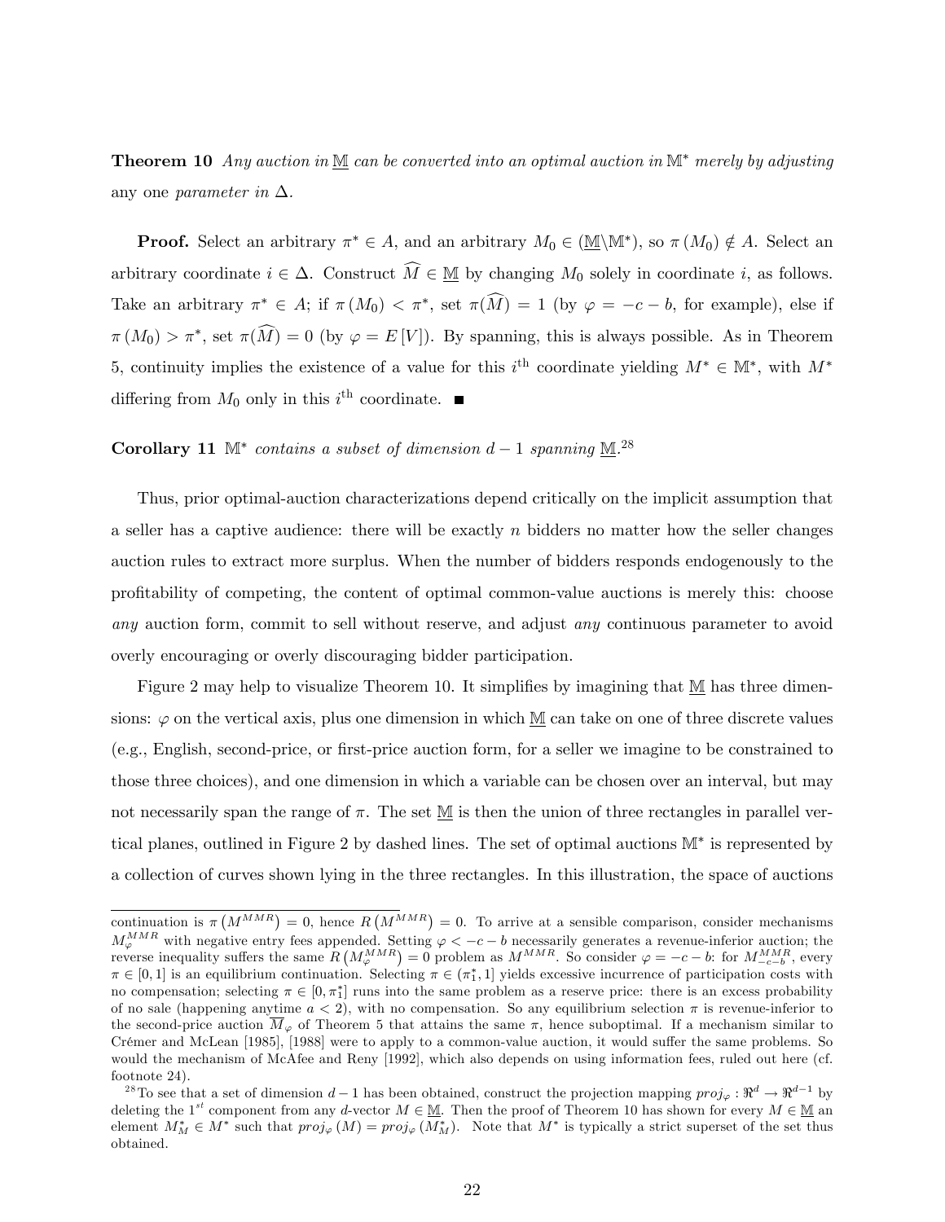**Theorem 10** *Any auction in* $\underline{\mathbb{M}}$ *can be converted into an optimal auction in* $\mathbb{M}^*$ *merely by adjusting* any one *parameter in* $\Delta$.

**Proof.** Select an arbitrary $\pi^* \in A$, and an arbitrary $M_0 \in (\underline{\mathbb{M}} \backslash \mathbb{M}^*)$, so $\pi(M_0) \notin A$. Select an arbitrary coordinate $i \in \Delta$. Construct $\widehat{M} \in \underline{\mathbb{M}}$ by changing $M_0$ solely in coordinate $i$, as follows. Take an arbitrary $\pi^* \in A$; if $\pi(M_0) < \pi^*$, set $\pi(\widehat{M}) = 1$ (by $\varphi = -c - b$, for example), else if $\pi(M_0) > \pi^*$, set $\pi(\widehat{M}) = 0$ (by $\varphi = E[V]$). By spanning, this is always possible. As in Theorem 5, continuity implies the existence of a value for this $i^{\text{th}}$ coordinate yielding $M^* \in \mathbb{M}^*$, with $M^*$ differing from $M_0$ only in this $i^{\text{th}}$ coordinate. ■

**Corollary 11** $\mathbb{M}^*$ *contains a subset of dimension* $d - 1$ *spanning* $\underline{\mathbb{M}}$.[28]

Thus, prior optimal-auction characterizations depend critically on the implicit assumption that a seller has a captive audience: there will be exactly $n$ bidders no matter how the seller changes auction rules to extract more surplus. When the number of bidders responds endogenously to the profitability of competing, the content of optimal common-value auctions is merely this: choose *any* auction form, commit to sell without reserve, and adjust *any* continuous parameter to avoid overly encouraging or overly discouraging bidder participation.

Figure 2 may help to visualize Theorem 10. It simplifies by imagining that $\underline{\mathbb{M}}$ has three dimensions: $\varphi$ on the vertical axis, plus one dimension in which $\underline{\mathbb{M}}$ can take on one of three discrete values (e.g., English, second-price, or first-price auction form, for a seller we imagine to be constrained to those three choices), and one dimension in which a variable can be chosen over an interval, but may not necessarily span the range of $\pi$. The set $\underline{\mathbb{M}}$ is then the union of three rectangles in parallel vertical planes, outlined in Figure 2 by dashed lines. The set of optimal auctions $\mathbb{M}^*$ is represented by a collection of curves shown lying in the three rectangles. In this illustration, the space of auctions

---

continuation is $\pi(M^{MMR}) = 0$, hence $R(M^{MMR}) = 0$. To arrive at a sensible comparison, consider mechanisms $M_{\varphi}^{MMR}$ with negative entry fees appended. Setting $\varphi < -c - b$ necessarily generates a revenue-inferior auction; the reverse inequality suffers the same $R(M_{\varphi}^{MMR}) = 0$ problem as $M^{MMR}$. So consider $\varphi = -c - b$: for $M_{-c-b}^{MMR}$, every $\pi \in [0, 1]$ is an equilibrium continuation. Selecting $\pi \in (\pi_1^*, 1]$ yields excessive incurrence of participation costs with no compensation; selecting $\pi \in [0, \pi_1^*]$ runs into the same problem as a reserve price: there is an excess probability of no sale (happening anytime $a < 2$), with no compensation. So any equilibrium selection $\pi$ is revenue-inferior to the second-price auction $\overline{M}_{\varphi}$ of Theorem 5 that attains the same $\pi$, hence suboptimal. If a mechanism similar to Crémer and McLean [1985], [1988] were to apply to a common-value auction, it would suffer the same problems. So would the mechanism of McAfee and Reny [1992], which also depends on using information fees, ruled out here (cf. footnote 24).

[28] To see that a set of dimension $d - 1$ has been obtained, construct the projection mapping $proj_{\varphi} : \Re^d \to \Re^{d-1}$ by deleting the $1^{st}$ component from any $d$-vector $M \in \underline{\mathbb{M}}$. Then the proof of Theorem 10 has shown for every $M \in \underline{\mathbb{M}}$ an element $M_M^* \in M^*$ such that $proj_{\varphi}(M) = proj_{\varphi}(M_M^*)$. Note that $M^*$ is typically a strict superset of the set thus obtained.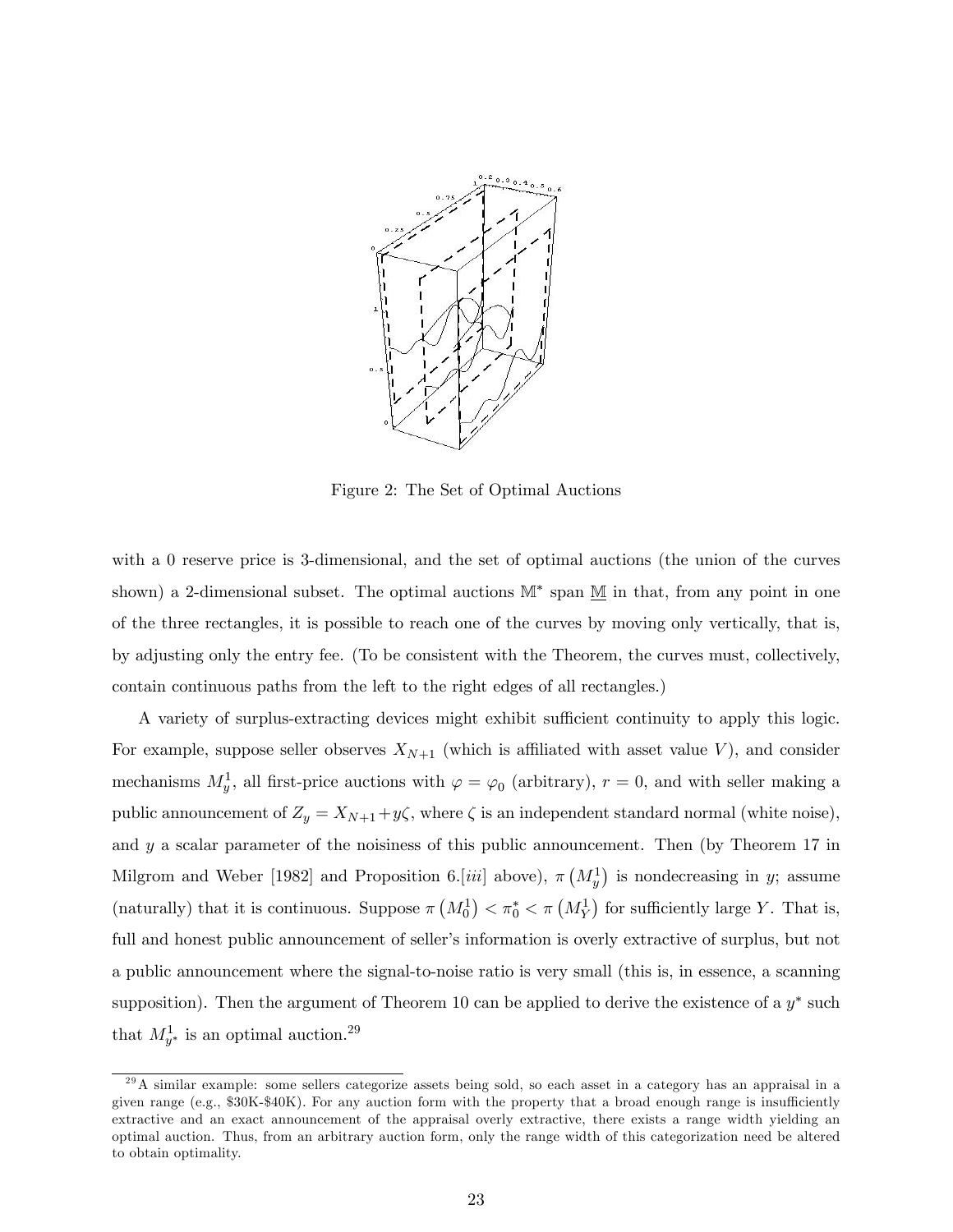Figure 2: The Set of Optimal Auctions

with a 0 reserve price is 3-dimensional, and the set of optimal auctions (the union of the curves shown) a 2-dimensional subset. The optimal auctions $\mathbb{M}^*$ span $\underline{\mathbb{M}}$ in that, from any point in one of the three rectangles, it is possible to reach one of the curves by moving only vertically, that is, by adjusting only the entry fee. (To be consistent with the Theorem, the curves must, collectively, contain continuous paths from the left to the right edges of all rectangles.)

A variety of surplus-extracting devices might exhibit sufficient continuity to apply this logic. For example, suppose seller observes $X_{N+1}$ (which is affiliated with asset value $V$), and consider mechanisms $M_y^1$, all first-price auctions with $\varphi = \varphi_0$ (arbitrary), $r = 0$, and with seller making a public announcement of $Z_y = X_{N+1} + y\zeta$, where $\zeta$ is an independent standard normal (white noise), and $y$ a scalar parameter of the noisiness of this public announcement. Then (by Theorem 17 in Milgrom and Weber [1982] and Proposition 6.[*iii*] above), $\pi\left(M_y^1\right)$ is nondecreasing in $y$; assume (naturally) that it is continuous. Suppose $\pi\left(M_0^1\right) < \pi_0^* < \pi\left(M_Y^1\right)$ for sufficiently large $Y$. That is, full and honest public announcement of seller's information is overly extractive of surplus, but not a public announcement where the signal-to-noise ratio is very small (this is, in essence, a scanning supposition). Then the argument of Theorem 10 can be applied to derive the existence of a $y^*$ such that $M_{y^*}^1$ is an optimal auction.[29]

[29] A similar example: some sellers categorize assets being sold, so each asset in a category has an appraisal in a given range (e.g., $30K-$40K). For any auction form with the property that a broad enough range is insufficiently extractive and an exact announcement of the appraisal overly extractive, there exists a range width yielding an optimal auction. Thus, from an arbitrary auction form, only the range width of this categorization need be altered to obtain optimality.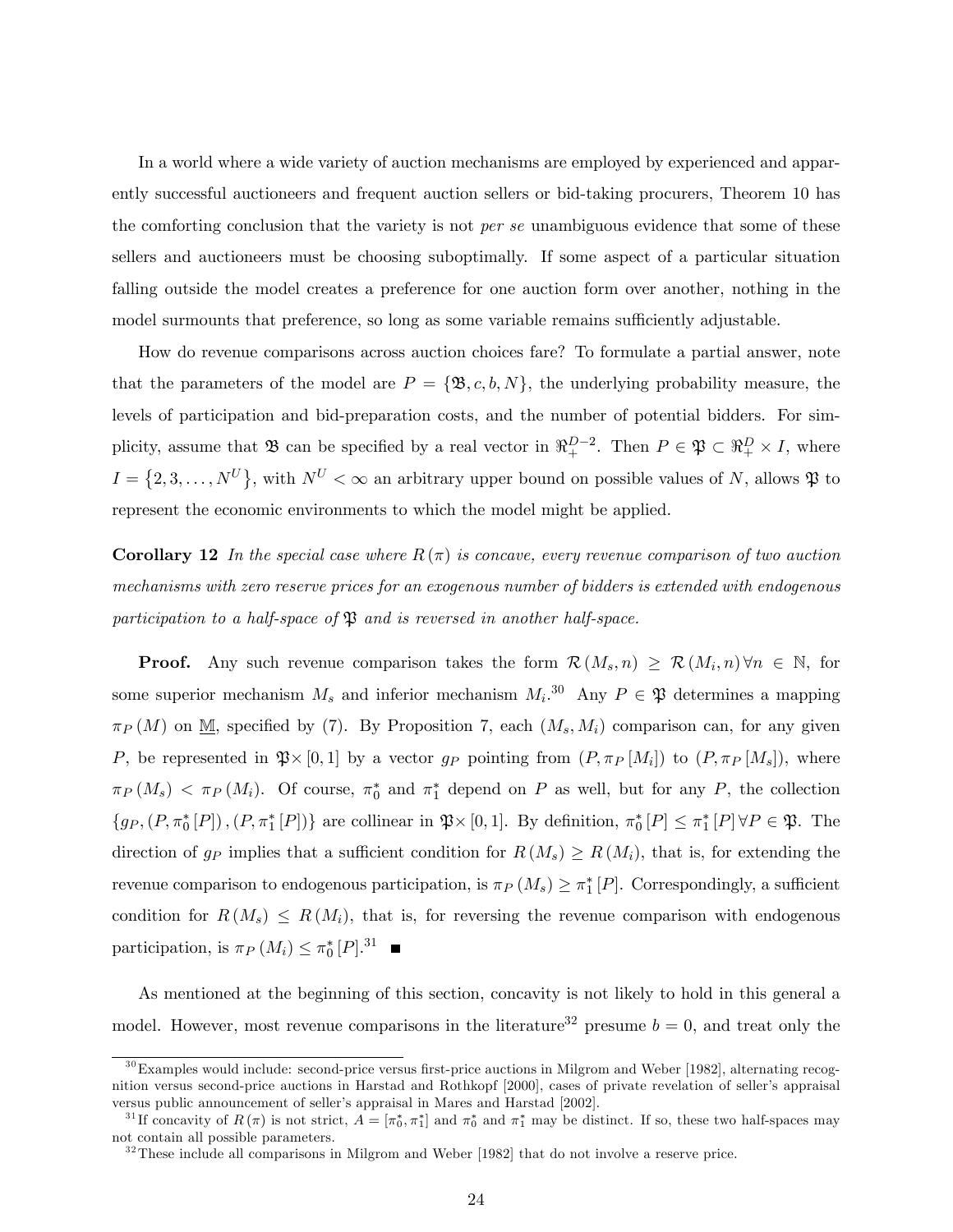In a world where a wide variety of auction mechanisms are employed by experienced and apparently successful auctioneers and frequent auction sellers or bid-taking procurers, Theorem 10 has the comforting conclusion that the variety is not *per se* unambiguous evidence that some of these sellers and auctioneers must be choosing suboptimally. If some aspect of a particular situation falling outside the model creates a preference for one auction form over another, nothing in the model surmounts that preference, so long as some variable remains sufficiently adjustable.

How do revenue comparisons across auction choices fare? To formulate a partial answer, note that the parameters of the model are $P = \{\mathfrak{B}, c, b, N\}$, the underlying probability measure, the levels of participation and bid-preparation costs, and the number of potential bidders. For simplicity, assume that $\mathfrak{B}$ can be specified by a real vector in $\Re_+^{D-2}$. Then $P \in \mathfrak{P} \subset \Re_+^D \times I$, where $I = \{2, 3, \ldots, N^U\}$, with $N^U < \infty$ an arbitrary upper bound on possible values of $N$, allows $\mathfrak{P}$ to represent the economic environments to which the model might be applied.

**Corollary 12** *In the special case where $R(\pi)$ is concave, every revenue comparison of two auction mechanisms with zero reserve prices for an exogenous number of bidders is extended with endogenous participation to a half-space of $\mathfrak{P}$ and is reversed in another half-space.*

**Proof.** Any such revenue comparison takes the form $\mathcal{R}(M_s, n) \geq \mathcal{R}(M_i, n) \forall n \in \mathbb{N}$, for some superior mechanism $M_s$ and inferior mechanism $M_i$.[30] Any $P \in \mathfrak{P}$ determines a mapping $\pi_P(M)$ on $\underline{\mathbb{M}}$, specified by (7). By Proposition 7, each $(M_s, M_i)$ comparison can, for any given $P$, be represented in $\mathfrak{P}\times[0,1]$ by a vector $g_P$ pointing from $(P, \pi_P[M_i])$ to $(P, \pi_P[M_s])$, where $\pi_P(M_s) < \pi_P(M_i)$. Of course, $\pi_0^*$ and $\pi_1^*$ depend on $P$ as well, but for any $P$, the collection $\{g_P, (P, \pi_0^*[P]), (P, \pi_1^*[P])\}$ are collinear in $\mathfrak{P}\times[0,1]$. By definition, $\pi_0^*[P] \leq \pi_1^*[P] \forall P \in \mathfrak{P}$. The direction of $g_P$ implies that a sufficient condition for $R(M_s) \geq R(M_i)$, that is, for extending the revenue comparison to endogenous participation, is $\pi_P(M_s) \geq \pi_1^*[P]$. Correspondingly, a sufficient condition for $R(M_s) \leq R(M_i)$, that is, for reversing the revenue comparison with endogenous participation, is $\pi_P(M_i) \leq \pi_0^*[P]$.[31] ■

As mentioned at the beginning of this section, concavity is not likely to hold in this general a model. However, most revenue comparisons in the literature[32] presume $b = 0$, and treat only the

[30] Examples would include: second-price versus first-price auctions in Milgrom and Weber [1982], alternating recognition versus second-price auctions in Harstad and Rothkopf [2000], cases of private revelation of seller's appraisal versus public announcement of seller's appraisal in Mares and Harstad [2002].

[31] If concavity of $R(\pi)$ is not strict, $A = [\pi_0^*, \pi_1^*]$ and $\pi_0^*$ and $\pi_1^*$ may be distinct. If so, these two half-spaces may not contain all possible parameters.

[32] These include all comparisons in Milgrom and Weber [1982] that do not involve a reserve price.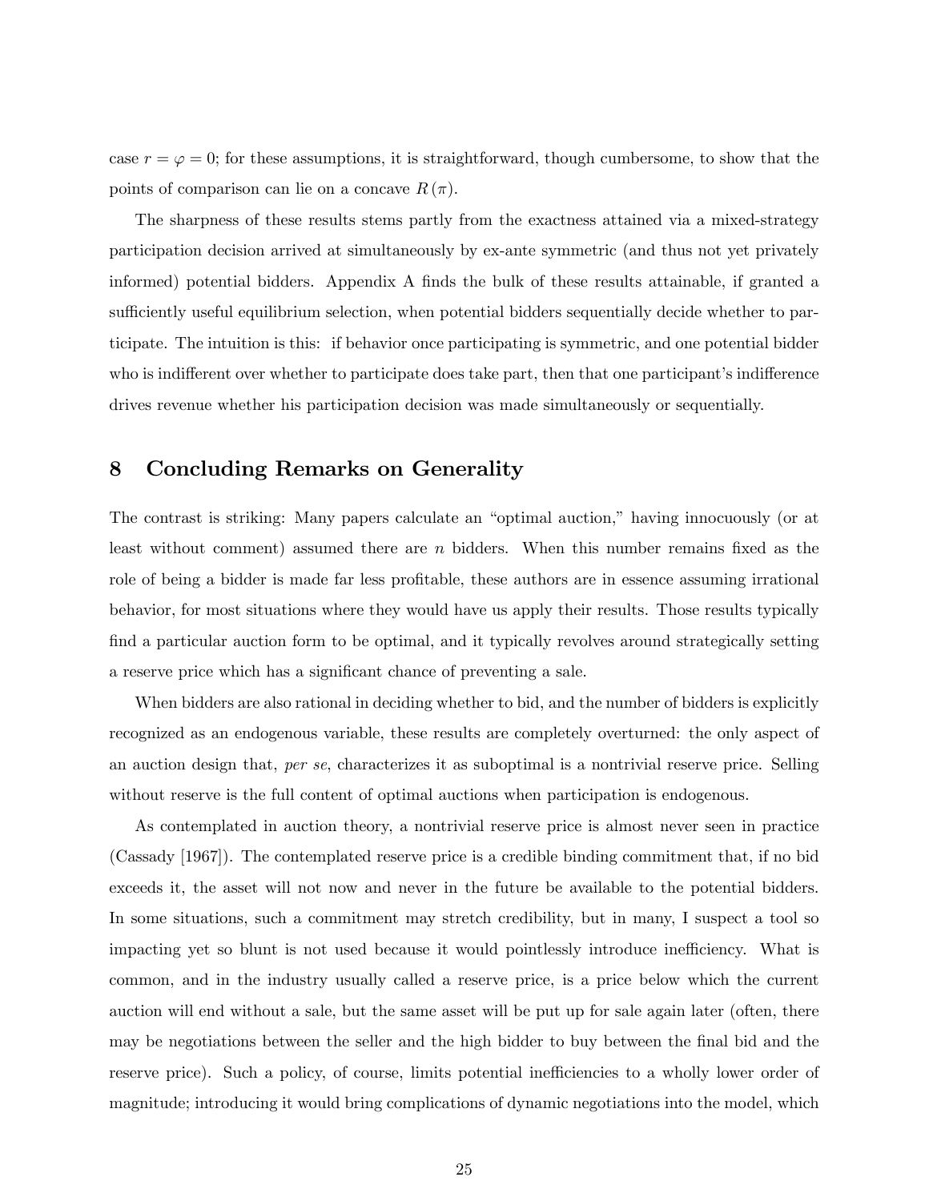case $r = \varphi = 0$; for these assumptions, it is straightforward, though cumbersome, to show that the points of comparison can lie on a concave $R(\pi)$.

The sharpness of these results stems partly from the exactness attained via a mixed-strategy participation decision arrived at simultaneously by ex-ante symmetric (and thus not yet privately informed) potential bidders. Appendix A finds the bulk of these results attainable, if granted a sufficiently useful equilibrium selection, when potential bidders sequentially decide whether to participate. The intuition is this: if behavior once participating is symmetric, and one potential bidder who is indifferent over whether to participate does take part, then that one participant's indifference drives revenue whether his participation decision was made simultaneously or sequentially.

## 8 Concluding Remarks on Generality

The contrast is striking: Many papers calculate an "optimal auction," having innocuously (or at least without comment) assumed there are $n$ bidders. When this number remains fixed as the role of being a bidder is made far less profitable, these authors are in essence assuming irrational behavior, for most situations where they would have us apply their results. Those results typically find a particular auction form to be optimal, and it typically revolves around strategically setting a reserve price which has a significant chance of preventing a sale.

When bidders are also rational in deciding whether to bid, and the number of bidders is explicitly recognized as an endogenous variable, these results are completely overturned: the only aspect of an auction design that, *per se*, characterizes it as suboptimal is a nontrivial reserve price. Selling without reserve is the full content of optimal auctions when participation is endogenous.

As contemplated in auction theory, a nontrivial reserve price is almost never seen in practice (Cassady [1967]). The contemplated reserve price is a credible binding commitment that, if no bid exceeds it, the asset will not now and never in the future be available to the potential bidders. In some situations, such a commitment may stretch credibility, but in many, I suspect a tool so impacting yet so blunt is not used because it would pointlessly introduce inefficiency. What is common, and in the industry usually called a reserve price, is a price below which the current auction will end without a sale, but the same asset will be put up for sale again later (often, there may be negotiations between the seller and the high bidder to buy between the final bid and the reserve price). Such a policy, of course, limits potential inefficiencies to a wholly lower order of magnitude; introducing it would bring complications of dynamic negotiations into the model, which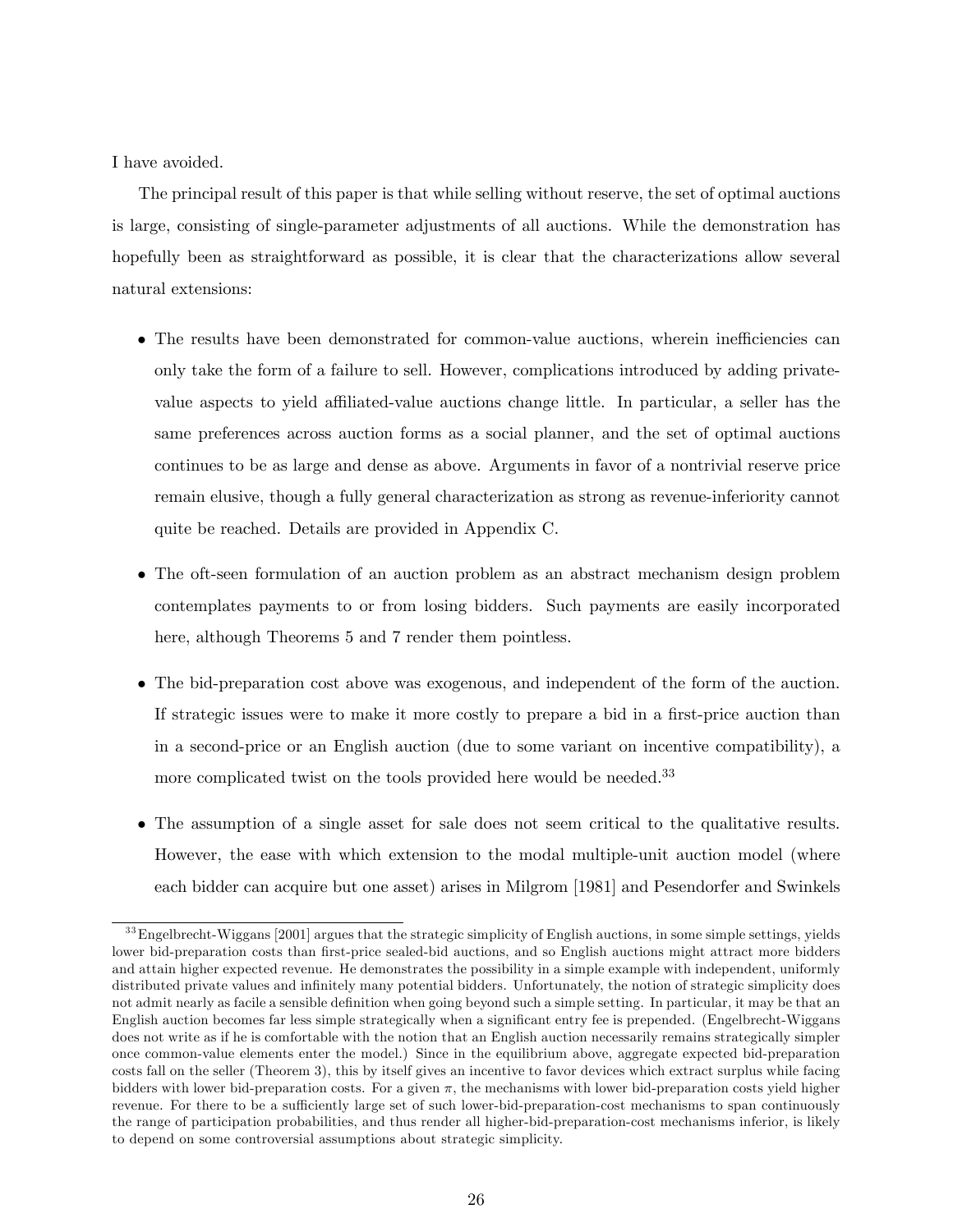I have avoided.

The principal result of this paper is that while selling without reserve, the set of optimal auctions is large, consisting of single-parameter adjustments of all auctions. While the demonstration has hopefully been as straightforward as possible, it is clear that the characterizations allow several natural extensions:

- The results have been demonstrated for common-value auctions, wherein inefficiencies can only take the form of a failure to sell. However, complications introduced by adding private-value aspects to yield affiliated-value auctions change little. In particular, a seller has the same preferences across auction forms as a social planner, and the set of optimal auctions continues to be as large and dense as above. Arguments in favor of a nontrivial reserve price remain elusive, though a fully general characterization as strong as revenue-inferiority cannot quite be reached. Details are provided in Appendix C.
- The oft-seen formulation of an auction problem as an abstract mechanism design problem contemplates payments to or from losing bidders. Such payments are easily incorporated here, although Theorems 5 and 7 render them pointless.
- The bid-preparation cost above was exogenous, and independent of the form of the auction. If strategic issues were to make it more costly to prepare a bid in a first-price auction than in a second-price or an English auction (due to some variant on incentive compatibility), a more complicated twist on the tools provided here would be needed.[33]
- The assumption of a single asset for sale does not seem critical to the qualitative results. However, the ease with which extension to the modal multiple-unit auction model (where each bidder can acquire but one asset) arises in Milgrom [1981] and Pesendorfer and Swinkels

[33] Engelbrecht-Wiggans [2001] argues that the strategic simplicity of English auctions, in some simple settings, yields lower bid-preparation costs than first-price sealed-bid auctions, and so English auctions might attract more bidders and attain higher expected revenue. He demonstrates the possibility in a simple example with independent, uniformly distributed private values and infinitely many potential bidders. Unfortunately, the notion of strategic simplicity does not admit nearly as facile a sensible definition when going beyond such a simple setting. In particular, it may be that an English auction becomes far less simple strategically when a significant entry fee is prepended. (Engelbrecht-Wiggans does not write as if he is comfortable with the notion that an English auction necessarily remains strategically simpler once common-value elements enter the model.) Since in the equilibrium above, aggregate expected bid-preparation costs fall on the seller (Theorem 3), this by itself gives an incentive to favor devices which extract surplus while facing bidders with lower bid-preparation costs. For a given $\pi$, the mechanisms with lower bid-preparation costs yield higher revenue. For there to be a sufficiently large set of such lower-bid-preparation-cost mechanisms to span continuously the range of participation probabilities, and thus render all higher-bid-preparation-cost mechanisms inferior, is likely to depend on some controversial assumptions about strategic simplicity.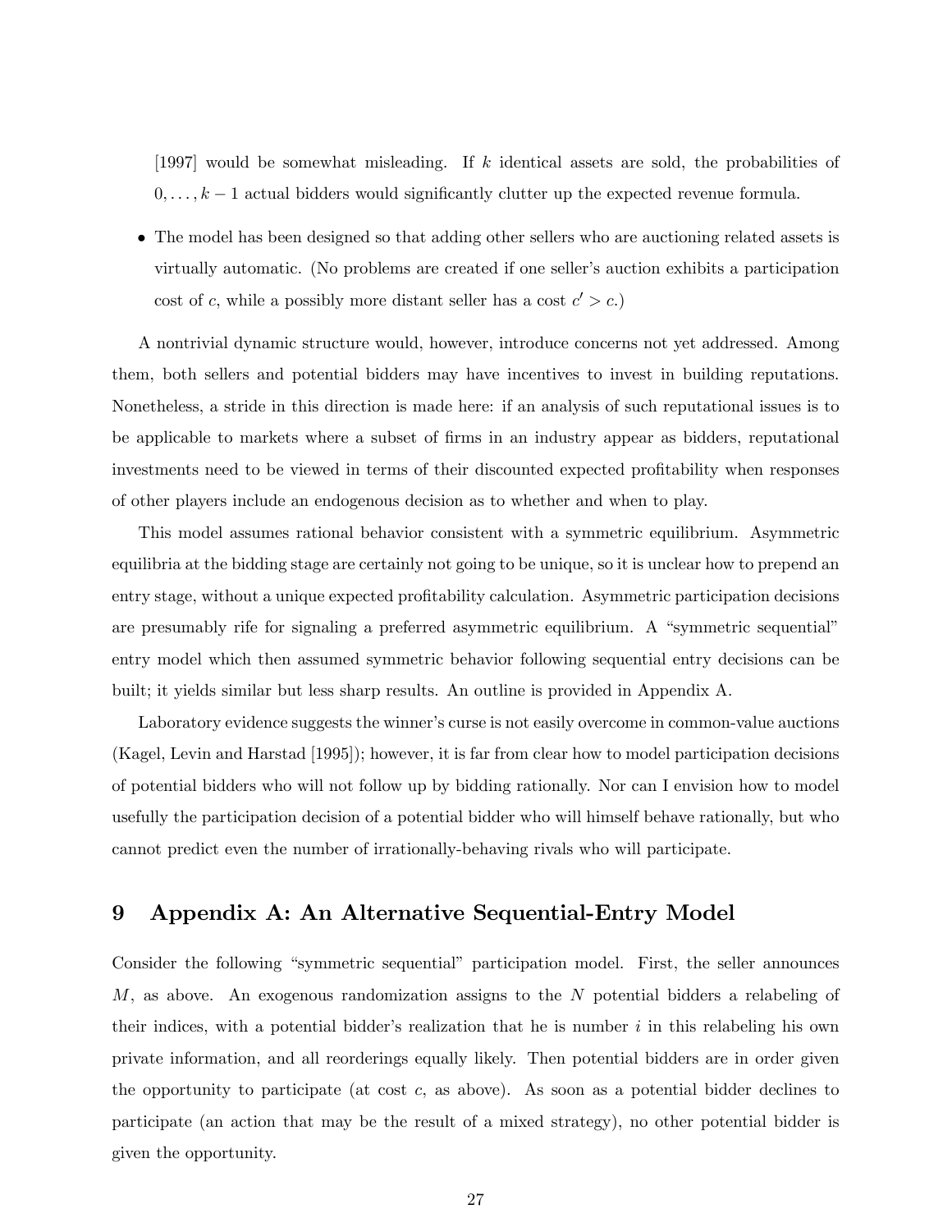[1997] would be somewhat misleading. If $k$ identical assets are sold, the probabilities of $0, \ldots, k-1$ actual bidders would significantly clutter up the expected revenue formula.

- The model has been designed so that adding other sellers who are auctioning related assets is virtually automatic. (No problems are created if one seller's auction exhibits a participation cost of $c$, while a possibly more distant seller has a cost $c' > c$.)

A nontrivial dynamic structure would, however, introduce concerns not yet addressed. Among them, both sellers and potential bidders may have incentives to invest in building reputations. Nonetheless, a stride in this direction is made here: if an analysis of such reputational issues is to be applicable to markets where a subset of firms in an industry appear as bidders, reputational investments need to be viewed in terms of their discounted expected profitability when responses of other players include an endogenous decision as to whether and when to play.

This model assumes rational behavior consistent with a symmetric equilibrium. Asymmetric equilibria at the bidding stage are certainly not going to be unique, so it is unclear how to prepend an entry stage, without a unique expected profitability calculation. Asymmetric participation decisions are presumably rife for signaling a preferred asymmetric equilibrium. A "symmetric sequential" entry model which then assumed symmetric behavior following sequential entry decisions can be built; it yields similar but less sharp results. An outline is provided in Appendix A.

Laboratory evidence suggests the winner's curse is not easily overcome in common-value auctions (Kagel, Levin and Harstad [1995]); however, it is far from clear how to model participation decisions of potential bidders who will not follow up by bidding rationally. Nor can I envision how to model usefully the participation decision of a potential bidder who will himself behave rationally, but who cannot predict even the number of irrationally-behaving rivals who will participate.

# 9 Appendix A: An Alternative Sequential-Entry Model

Consider the following "symmetric sequential" participation model. First, the seller announces $M$, as above. An exogenous randomization assigns to the $N$ potential bidders a relabeling of their indices, with a potential bidder's realization that he is number $i$ in this relabeling his own private information, and all reorderings equally likely. Then potential bidders are in order given the opportunity to participate (at cost $c$, as above). As soon as a potential bidder declines to participate (an action that may be the result of a mixed strategy), no other potential bidder is given the opportunity.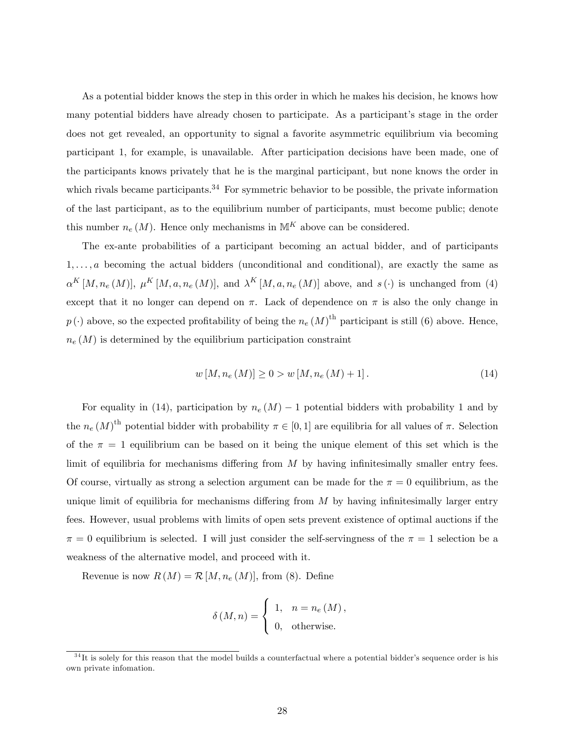As a potential bidder knows the step in this order in which he makes his decision, he knows how many potential bidders have already chosen to participate. As a participant's stage in the order does not get revealed, an opportunity to signal a favorite asymmetric equilibrium via becoming participant 1, for example, is unavailable. After participation decisions have been made, one of the participants knows privately that he is the marginal participant, but none knows the order in which rivals became participants.[34] For symmetric behavior to be possible, the private information of the last participant, as to the equilibrium number of participants, must become public; denote this number $n_e(M)$. Hence only mechanisms in $\mathbb{M}^K$ above can be considered.

The ex-ante probabilities of a participant becoming an actual bidder, and of participants $1, \ldots, a$ becoming the actual bidders (unconditional and conditional), are exactly the same as $\alpha^K[M, n_e(M)]$, $\mu^K[M, a, n_e(M)]$, and $\lambda^K[M, a, n_e(M)]$ above, and $s(\cdot)$ is unchanged from (4) except that it no longer can depend on $\pi$. Lack of dependence on $\pi$ is also the only change in $p(\cdot)$ above, so the expected profitability of being the $n_e(M)^{\text{th}}$ participant is still (6) above. Hence, $n_e(M)$ is determined by the equilibrium participation constraint

$$w[M, n_e(M)] \geq 0 > w[M, n_e(M) + 1]. \tag{14}$$

For equality in (14), participation by $n_e(M) - 1$ potential bidders with probability 1 and by the $n_e(M)^{\text{th}}$ potential bidder with probability $\pi \in [0, 1]$ are equilibria for all values of $\pi$. Selection of the $\pi = 1$ equilibrium can be based on it being the unique element of this set which is the limit of equilibria for mechanisms differing from $M$ by having infinitesimally smaller entry fees. Of course, virtually as strong a selection argument can be made for the $\pi = 0$ equilibrium, as the unique limit of equilibria for mechanisms differing from $M$ by having infinitesimally larger entry fees. However, usual problems with limits of open sets prevent existence of optimal auctions if the $\pi = 0$ equilibrium is selected. I will just consider the self-servingness of the $\pi = 1$ selection be a weakness of the alternative model, and proceed with it.

Revenue is now $R(M) = \mathcal{R}[M, n_e(M)]$, from (8). Define

$$\delta(M, n) = \begin{cases} 1, & n = n_e(M), \\ 0, & \text{otherwise.} \end{cases}$$

[34] It is solely for this reason that the model builds a counterfactual where a potential bidder's sequence order is his own private infomation.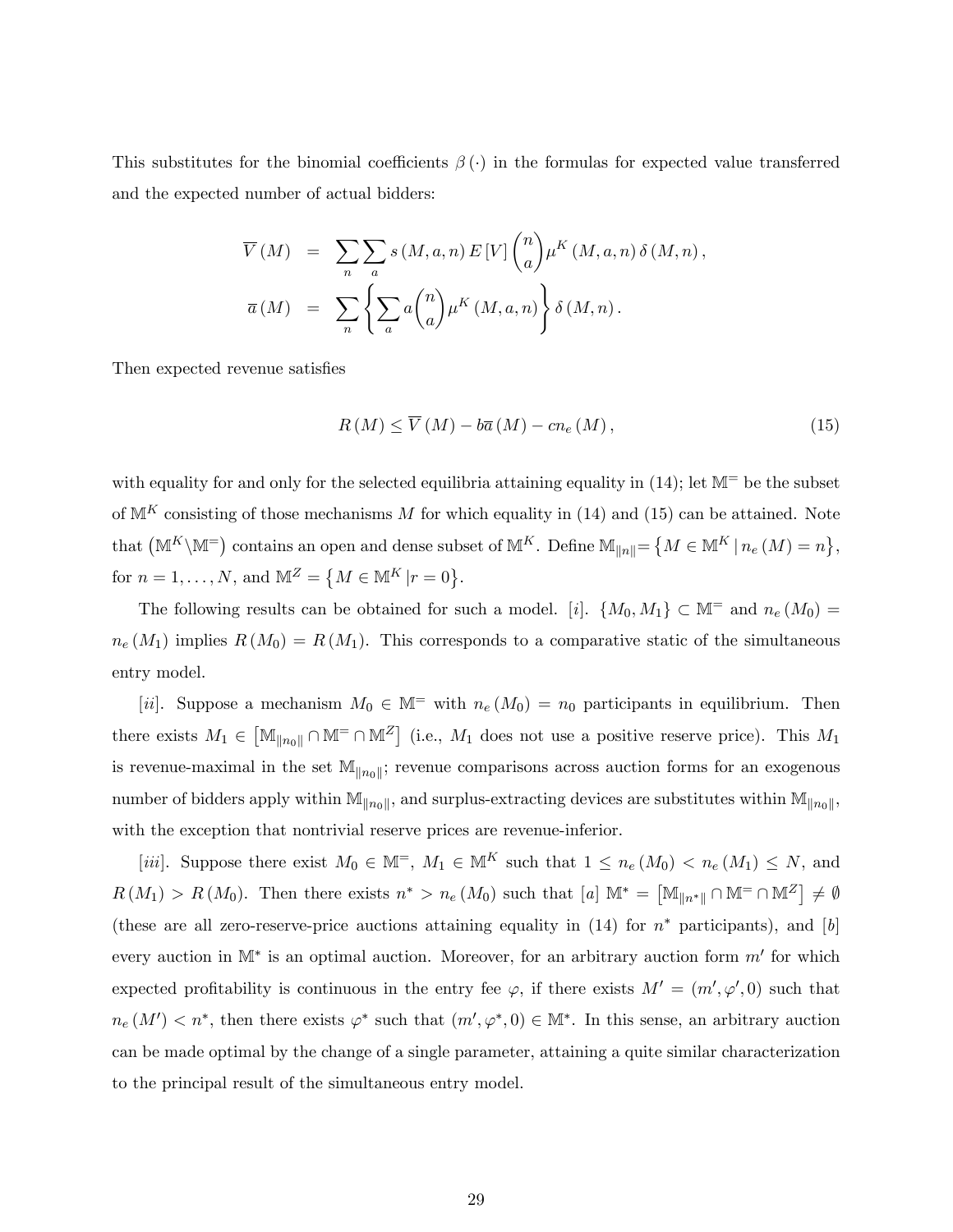This substitutes for the binomial coefficients $\beta(\cdot)$ in the formulas for expected value transferred and the expected number of actual bidders:

$$
\begin{aligned}
\overline{V}(M) &= \sum_n \sum_a s(M,a,n) E[V] \binom{n}{a} \mu^K(M,a,n) \delta(M,n), \\
\overline{a}(M) &= \sum_n \left\{ \sum_a a \binom{n}{a} \mu^K(M,a,n) \right\} \delta(M,n).
\end{aligned}
$$

Then expected revenue satisfies

$$
R(M) \leq \overline{V}(M) - b\overline{a}(M) - c n_e(M), \tag{15}
$$

with equality for and only for the selected equilibria attaining equality in (14); let $\mathbb{M}^{=}$ be the subset of $\mathbb{M}^K$ consisting of those mechanisms $M$ for which equality in (14) and (15) can be attained. Note that $\left(\mathbb{M}^K \backslash \mathbb{M}^{=}\right)$ contains an open and dense subset of $\mathbb{M}^K$. Define $\mathbb{M}_{\|n\|} = \left\{ M \in \mathbb{M}^K \mid n_e(M) = n \right\}$, for $n = 1, \ldots, N$, and $\mathbb{M}^Z = \left\{ M \in \mathbb{M}^K \mid r = 0 \right\}$.

The following results can be obtained for such a model. [*i*]. $\{M_0, M_1\} \subset \mathbb{M}^{=}$ and $n_e(M_0) = n_e(M_1)$ implies $R(M_0) = R(M_1)$. This corresponds to a comparative static of the simultaneous entry model.

[*ii*]. Suppose a mechanism $M_0 \in \mathbb{M}^{=}$ with $n_e(M_0) = n_0$ participants in equilibrium. Then there exists $M_1 \in \left[\mathbb{M}_{\|n_0\|} \cap \mathbb{M}^{=} \cap \mathbb{M}^Z\right]$ (i.e., $M_1$ does not use a positive reserve price). This $M_1$ is revenue-maximal in the set $\mathbb{M}_{\|n_0\|}$; revenue comparisons across auction forms for an exogenous number of bidders apply within $\mathbb{M}_{\|n_0\|}$, and surplus-extracting devices are substitutes within $\mathbb{M}_{\|n_0\|}$, with the exception that nontrivial reserve prices are revenue-inferior.

[*iii*]. Suppose there exist $M_0 \in \mathbb{M}^{=}$, $M_1 \in \mathbb{M}^K$ such that $1 \leq n_e(M_0) < n_e(M_1) \leq N$, and $R(M_1) > R(M_0)$. Then there exists $n^* > n_e(M_0)$ such that [*a*] $\mathbb{M}^* = \left[\mathbb{M}_{\|n^*\|} \cap \mathbb{M}^{=} \cap \mathbb{M}^Z\right] \neq \emptyset$ (these are all zero-reserve-price auctions attaining equality in (14) for $n^*$ participants), and [*b*] every auction in $\mathbb{M}^*$ is an optimal auction. Moreover, for an arbitrary auction form $m'$ for which expected profitability is continuous in the entry fee $\varphi$, if there exists $M' = (m', \varphi', 0)$ such that $n_e(M') < n^*$, then there exists $\varphi^*$ such that $(m', \varphi^*, 0) \in \mathbb{M}^*$. In this sense, an arbitrary auction can be made optimal by the change of a single parameter, attaining a quite similar characterization to the principal result of the simultaneous entry model.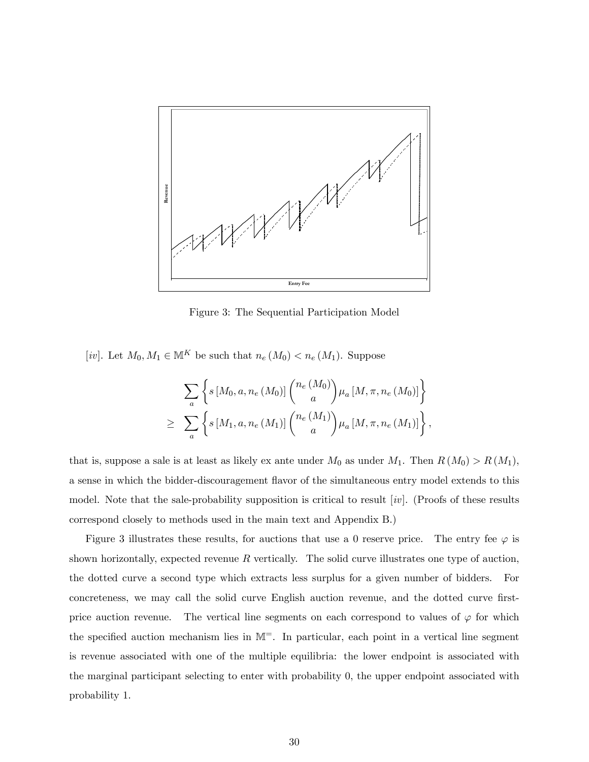Figure 3: The Sequential Participation Model

[*iv*]. Let $M_0, M_1 \in \mathbb{M}^K$ be such that $n_e(M_0) < n_e(M_1)$. Suppose

$$\sum_a \left\{ s\left[M_0, a, n_e(M_0)\right] \binom{n_e(M_0)}{a} \mu_a\left[M, \pi, n_e(M_0)\right] \right\}$$
$$\geq \sum_a \left\{ s\left[M_1, a, n_e(M_1)\right] \binom{n_e(M_1)}{a} \mu_a\left[M, \pi, n_e(M_1)\right] \right\},$$

that is, suppose a sale is at least as likely ex ante under $M_0$ as under $M_1$. Then $R(M_0) > R(M_1)$, a sense in which the bidder-discouragement flavor of the simultaneous entry model extends to this model. Note that the sale-probability supposition is critical to result [*iv*]. (Proofs of these results correspond closely to methods used in the main text and Appendix B.)

Figure 3 illustrates these results, for auctions that use a 0 reserve price. The entry fee $\varphi$ is shown horizontally, expected revenue $R$ vertically. The solid curve illustrates one type of auction, the dotted curve a second type which extracts less surplus for a given number of bidders. For concreteness, we may call the solid curve English auction revenue, and the dotted curve first-price auction revenue. The vertical line segments on each correspond to values of $\varphi$ for which the specified auction mechanism lies in $\mathbb{M}^=$. In particular, each point in a vertical line segment is revenue associated with one of the multiple equilibria: the lower endpoint is associated with the marginal participant selecting to enter with probability 0, the upper endpoint associated with probability 1.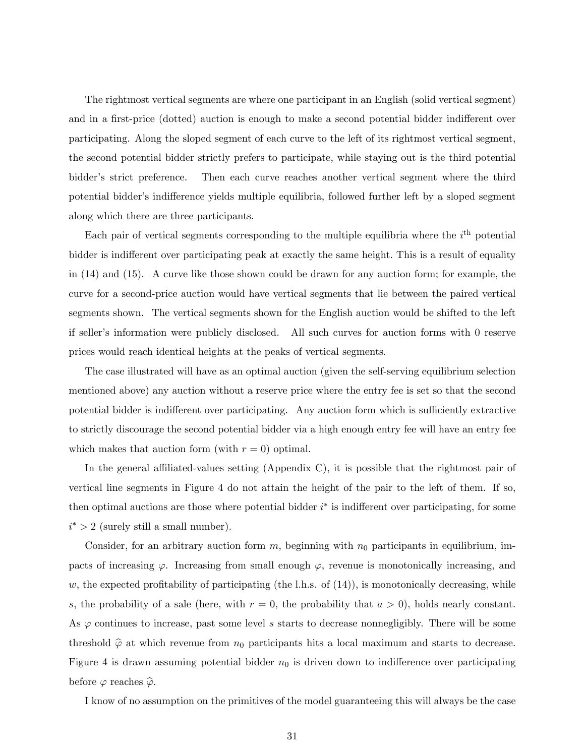The rightmost vertical segments are where one participant in an English (solid vertical segment) and in a first-price (dotted) auction is enough to make a second potential bidder indifferent over participating. Along the sloped segment of each curve to the left of its rightmost vertical segment, the second potential bidder strictly prefers to participate, while staying out is the third potential bidder's strict preference. Then each curve reaches another vertical segment where the third potential bidder's indifference yields multiple equilibria, followed further left by a sloped segment along which there are three participants.

Each pair of vertical segments corresponding to the multiple equilibria where the $i^{\text{th}}$ potential bidder is indifferent over participating peak at exactly the same height. This is a result of equality in (14) and (15). A curve like those shown could be drawn for any auction form; for example, the curve for a second-price auction would have vertical segments that lie between the paired vertical segments shown. The vertical segments shown for the English auction would be shifted to the left if seller's information were publicly disclosed. All such curves for auction forms with 0 reserve prices would reach identical heights at the peaks of vertical segments.

The case illustrated will have as an optimal auction (given the self-serving equilibrium selection mentioned above) any auction without a reserve price where the entry fee is set so that the second potential bidder is indifferent over participating. Any auction form which is sufficiently extractive to strictly discourage the second potential bidder via a high enough entry fee will have an entry fee which makes that auction form (with $r = 0$) optimal.

In the general affiliated-values setting (Appendix C), it is possible that the rightmost pair of vertical line segments in Figure 4 do not attain the height of the pair to the left of them. If so, then optimal auctions are those where potential bidder $i^*$ is indifferent over participating, for some $i^* > 2$ (surely still a small number).

Consider, for an arbitrary auction form $m$, beginning with $n_0$ participants in equilibrium, impacts of increasing $\varphi$. Increasing from small enough $\varphi$, revenue is monotonically increasing, and $w$, the expected profitability of participating (the l.h.s. of (14)), is monotonically decreasing, while $s$, the probability of a sale (here, with $r = 0$, the probability that $a > 0$), holds nearly constant. As $\varphi$ continues to increase, past some level $s$ starts to decrease nonnegligibly. There will be some threshold $\widehat{\varphi}$ at which revenue from $n_0$ participants hits a local maximum and starts to decrease. Figure 4 is drawn assuming potential bidder $n_0$ is driven down to indifference over participating before $\varphi$ reaches $\widehat{\varphi}$.

I know of no assumption on the primitives of the model guaranteeing this will always be the case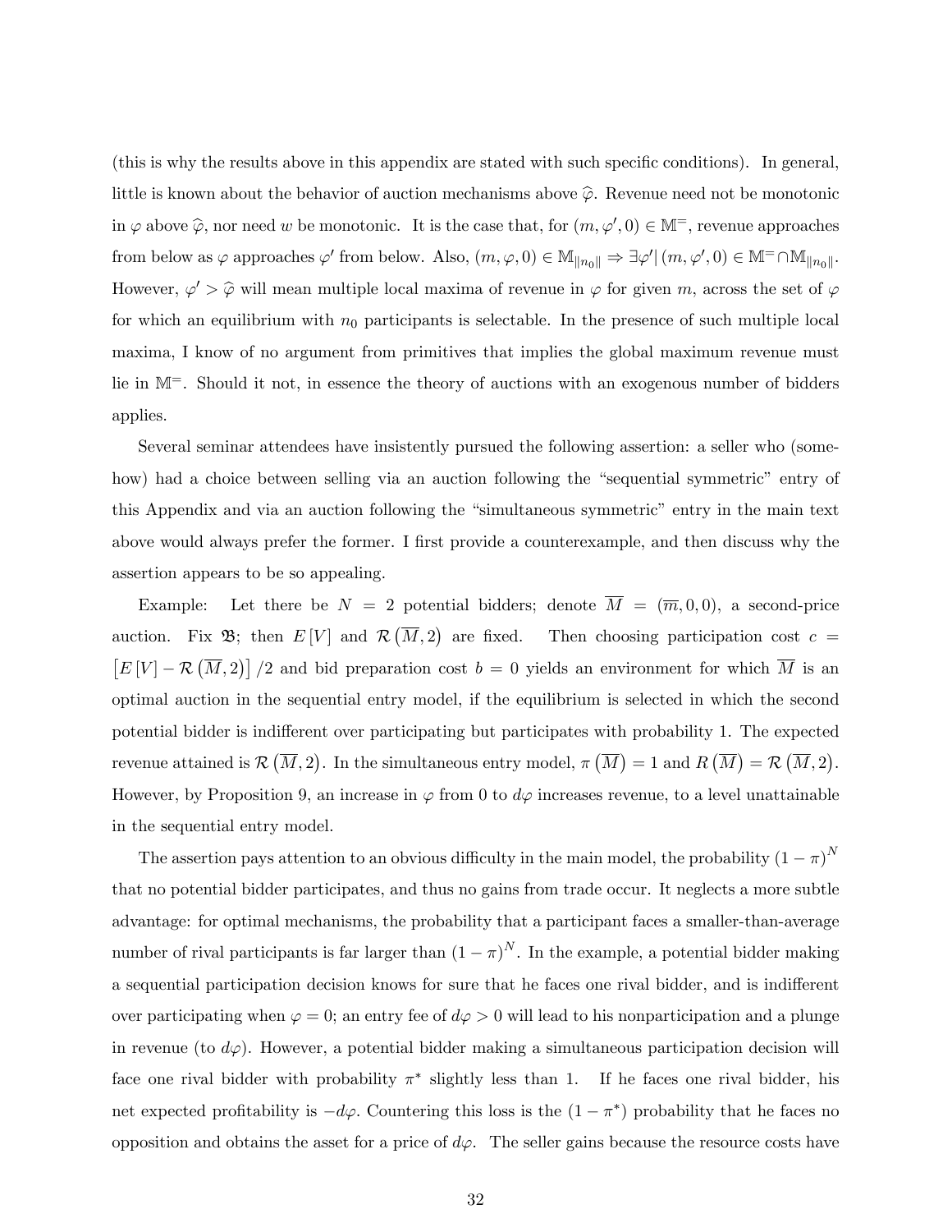(this is why the results above in this appendix are stated with such specific conditions). In general, little is known about the behavior of auction mechanisms above $\widehat{\varphi}$. Revenue need not be monotonic in $\varphi$ above $\widehat{\varphi}$, nor need $w$ be monotonic. It is the case that, for $(m, \varphi', 0) \in \mathbb{M}^{=}$, revenue approaches from below as $\varphi$ approaches $\varphi'$ from below. Also, $(m, \varphi, 0) \in \mathbb{M}_{\|n_0\|} \Rightarrow \exists \varphi' | (m, \varphi', 0) \in \mathbb{M}^{=} \cap \mathbb{M}_{\|n_0\|}$. However, $\varphi' > \widehat{\varphi}$ will mean multiple local maxima of revenue in $\varphi$ for given $m$, across the set of $\varphi$ for which an equilibrium with $n_0$ participants is selectable. In the presence of such multiple local maxima, I know of no argument from primitives that implies the global maximum revenue must lie in $\mathbb{M}^{=}$. Should it not, in essence the theory of auctions with an exogenous number of bidders applies.

Several seminar attendees have insistently pursued the following assertion: a seller who (somehow) had a choice between selling via an auction following the "sequential symmetric" entry of this Appendix and via an auction following the "simultaneous symmetric" entry in the main text above would always prefer the former. I first provide a counterexample, and then discuss why the assertion appears to be so appealing.

Example: Let there be $N = 2$ potential bidders; denote $\overline{M} = (\overline{m}, 0, 0)$, a second-price auction. Fix $\mathfrak{B}$; then $E[V]$ and $\mathcal{R}(\overline{M}, 2)$ are fixed. Then choosing participation cost $c = [E[V] - \mathcal{R}(\overline{M}, 2)]/2$ and bid preparation cost $b = 0$ yields an environment for which $\overline{M}$ is an optimal auction in the sequential entry model, if the equilibrium is selected in which the second potential bidder is indifferent over participating but participates with probability 1. The expected revenue attained is $\mathcal{R}(\overline{M}, 2)$. In the simultaneous entry model, $\pi(\overline{M}) = 1$ and $R(\overline{M}) = \mathcal{R}(\overline{M}, 2)$. However, by Proposition 9, an increase in $\varphi$ from 0 to $d\varphi$ increases revenue, to a level unattainable in the sequential entry model.

The assertion pays attention to an obvious difficulty in the main model, the probability $(1-\pi)^N$ that no potential bidder participates, and thus no gains from trade occur. It neglects a more subtle advantage: for optimal mechanisms, the probability that a participant faces a smaller-than-average number of rival participants is far larger than $(1-\pi)^N$. In the example, a potential bidder making a sequential participation decision knows for sure that he faces one rival bidder, and is indifferent over participating when $\varphi = 0$; an entry fee of $d\varphi > 0$ will lead to his nonparticipation and a plunge in revenue (to $d\varphi$). However, a potential bidder making a simultaneous participation decision will face one rival bidder with probability $\pi^*$ slightly less than 1. If he faces one rival bidder, his net expected profitability is $-d\varphi$. Countering this loss is the $(1-\pi^*)$ probability that he faces no opposition and obtains the asset for a price of $d\varphi$. The seller gains because the resource costs have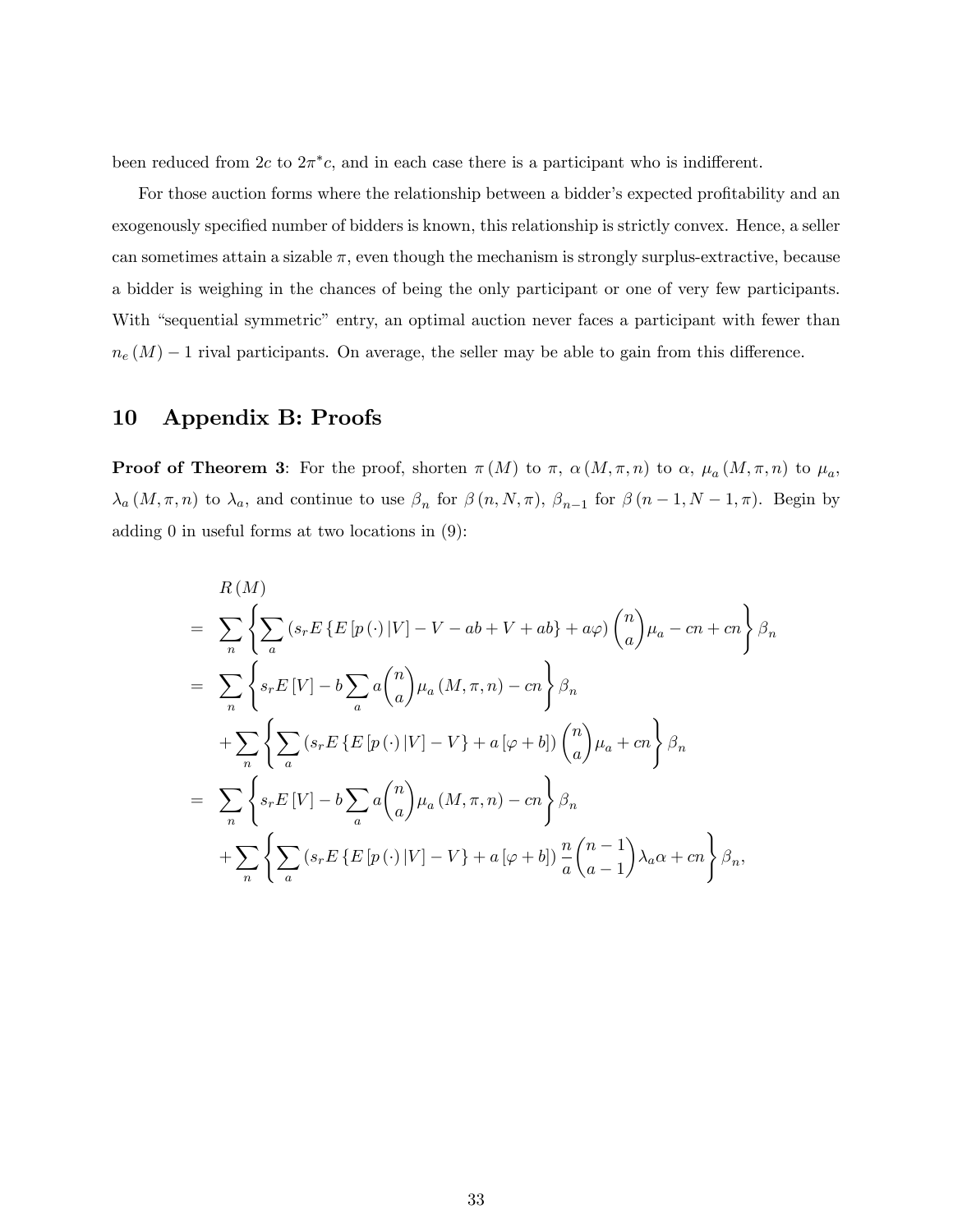been reduced from $2c$ to $2\pi^* c$, and in each case there is a participant who is indifferent.

For those auction forms where the relationship between a bidder's expected profitability and an exogenously specified number of bidders is known, this relationship is strictly convex. Hence, a seller can sometimes attain a sizable $\pi$, even though the mechanism is strongly surplus-extractive, because a bidder is weighing in the chances of being the only participant or one of very few participants. With "sequential symmetric" entry, an optimal auction never faces a participant with fewer than $n_e(M) - 1$ rival participants. On average, the seller may be able to gain from this difference.

# 10 Appendix B: Proofs

**Proof of Theorem 3**: For the proof, shorten $\pi(M)$ to $\pi$, $\alpha(M, \pi, n)$ to $\alpha$, $\mu_a(M, \pi, n)$ to $\mu_a$, $\lambda_a(M, \pi, n)$ to $\lambda_a$, and continue to use $\beta_n$ for $\beta(n, N, \pi)$, $\beta_{n-1}$ for $\beta(n-1, N-1, \pi)$. Begin by adding 0 in useful forms at two locations in (9):

$$
\begin{aligned}
& R(M) \\
= & \sum_n \left\{ \sum_a \left( s_r E\left\{ E\left[ p(\cdot) | V \right] - V - ab + V + ab \right\} + a\varphi \right) \binom{n}{a} \mu_a - cn + cn \right\} \beta_n \\
= & \sum_n \left\{ s_r E[V] - b \sum_a a \binom{n}{a} \mu_a(M, \pi, n) - cn \right\} \beta_n \\
& + \sum_n \left\{ \sum_a \left( s_r E\left\{ E\left[ p(\cdot) | V \right] - V \right\} + a\left[ \varphi + b \right] \right) \binom{n}{a} \mu_a + cn \right\} \beta_n \\
= & \sum_n \left\{ s_r E[V] - b \sum_a a \binom{n}{a} \mu_a(M, \pi, n) - cn \right\} \beta_n \\
& + \sum_n \left\{ \sum_a \left( s_r E\left\{ E\left[ p(\cdot) | V \right] - V \right\} + a\left[ \varphi + b \right] \right) \frac{n}{a} \binom{n-1}{a-1} \lambda_a \alpha + cn \right\} \beta_n,
\end{aligned}
$$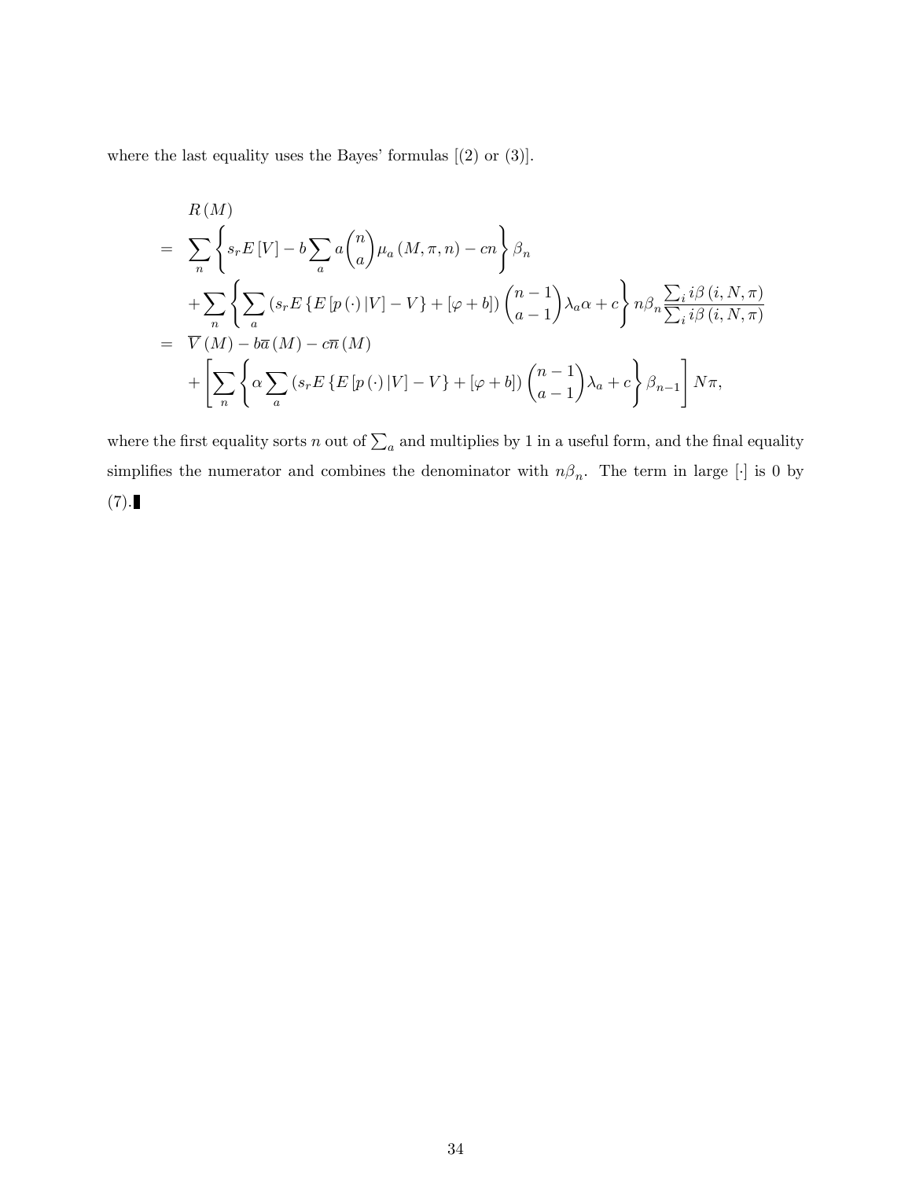where the last equality uses the Bayes' formulas [(2) or (3)].

$$
\begin{aligned}
& R(M) \\
= \; & \sum_n \left\{ s_r E[V] - b \sum_a a \binom{n}{a} \mu_a (M, \pi, n) - cn \right\} \beta_n \\
& + \sum_n \left\{ \sum_a \left( s_r E\{E[p(\cdot)|V] - V\} + [\varphi + b] \right) \binom{n-1}{a-1} \lambda_a \alpha + c \right\} n \beta_n \frac{\sum_i i\beta(i, N, \pi)}{\sum_i i\beta(i, N, \pi)} \\
= \; & \overline{V}(M) - b\overline{a}(M) - c\overline{n}(M) \\
& + \left[ \sum_n \left\{ \alpha \sum_a \left( s_r E\{E[p(\cdot)|V] - V\} + [\varphi + b] \right) \binom{n-1}{a-1} \lambda_a + c \right\} \beta_{n-1} \right] N\pi,
\end{aligned}
$$

where the first equality sorts $n$ out of $\sum_a$ and multiplies by 1 in a useful form, and the final equality simplifies the numerator and combines the denominator with $n\beta_n$. The term in large $[\cdot]$ is 0 by (7). ∎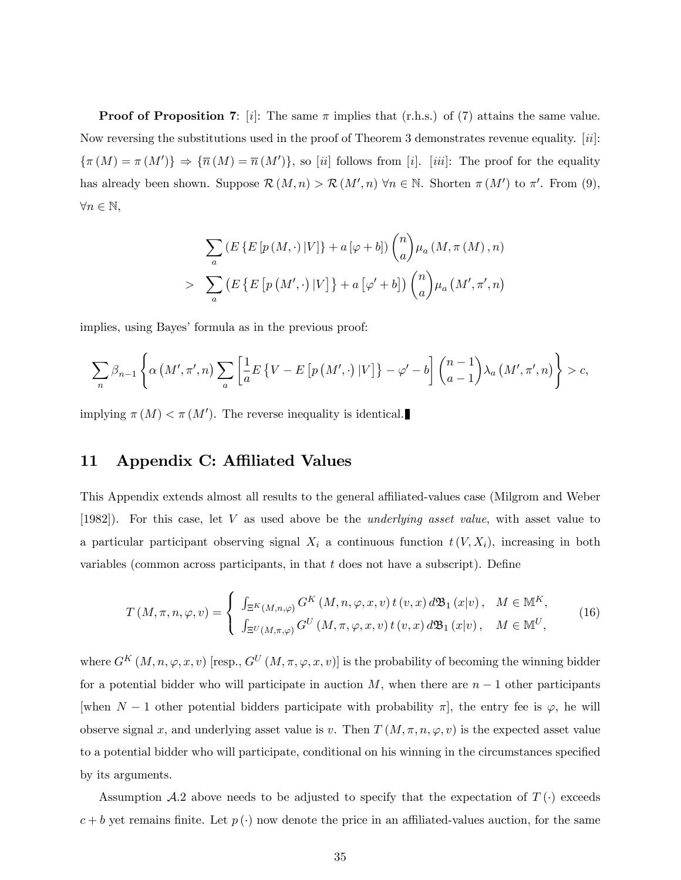**Proof of Proposition 7**: [$i$]: The same $\pi$ implies that (r.h.s.) of (7) attains the same value. Now reversing the substitutions used in the proof of Theorem 3 demonstrates revenue equality. [$ii$]: $\{\pi(M) = \pi(M')\} \Rightarrow \{\overline{n}(M) = \overline{n}(M')\}$, so [$ii$] follows from [$i$]. [$iii$]: The proof for the equality has already been shown. Suppose $\mathcal{R}(M, n) > \mathcal{R}(M', n)$ $\forall n \in \mathbb{N}$. Shorten $\pi(M')$ to $\pi'$. From (9), $\forall n \in \mathbb{N}$,

$$
\begin{aligned}
&\sum_a \left(E\{E[p(M,\cdot)|V]\} + a[\varphi + b]\right)\binom{n}{a}\mu_a(M, \pi(M), n) \\
> &\sum_a \left(E\{E[p(M',\cdot)|V]\} + a[\varphi' + b]\right)\binom{n}{a}\mu_a(M', \pi', n)
\end{aligned}
$$

implies, using Bayes' formula as in the previous proof:

$$
\sum_n \beta_{n-1}\left\{\alpha(M', \pi', n)\sum_a\left[\frac{1}{a}E\{V - E[p(M',\cdot)|V]\} - \varphi' - b\right]\binom{n-1}{a-1}\lambda_a(M', \pi', n)\right\} > c,
$$

implying $\pi(M) < \pi(M')$. The reverse inequality is identical.∎

## 11 Appendix C: Affiliated Values

This Appendix extends almost all results to the general affiliated-values case (Milgrom and Weber [1982]). For this case, let $V$ as used above be the *underlying asset value*, with asset value to a particular participant observing signal $X_i$ a continuous function $t(V, X_i)$, increasing in both variables (common across participants, in that $t$ does not have a subscript). Define

$$
T(M, \pi, n, \varphi, v) = \begin{cases} \int_{\Xi^K(M,n,\varphi)} G^K(M, n, \varphi, x, v)\, t(v, x)\, d\mathfrak{B}_1(x|v), & M \in \mathbb{M}^K, \\ \int_{\Xi^U(M,\pi,\varphi)} G^U(M, \pi, \varphi, x, v)\, t(v, x)\, d\mathfrak{B}_1(x|v), & M \in \mathbb{M}^U, \end{cases} \tag{16}
$$

where $G^K(M, n, \varphi, x, v)$ [resp., $G^U(M, \pi, \varphi, x, v)$] is the probability of becoming the winning bidder for a potential bidder who will participate in auction $M$, when there are $n-1$ other participants [when $N-1$ other potential bidders participate with probability $\pi$], the entry fee is $\varphi$, he will observe signal $x$, and underlying asset value is $v$. Then $T(M, \pi, n, \varphi, v)$ is the expected asset value to a potential bidder who will participate, conditional on his winning in the circumstances specified by its arguments.

Assumption $\mathcal{A}.2$ above needs to be adjusted to specify that the expectation of $T(\cdot)$ exceeds $c + b$ yet remains finite. Let $p(\cdot)$ now denote the price in an affiliated-values auction, for the same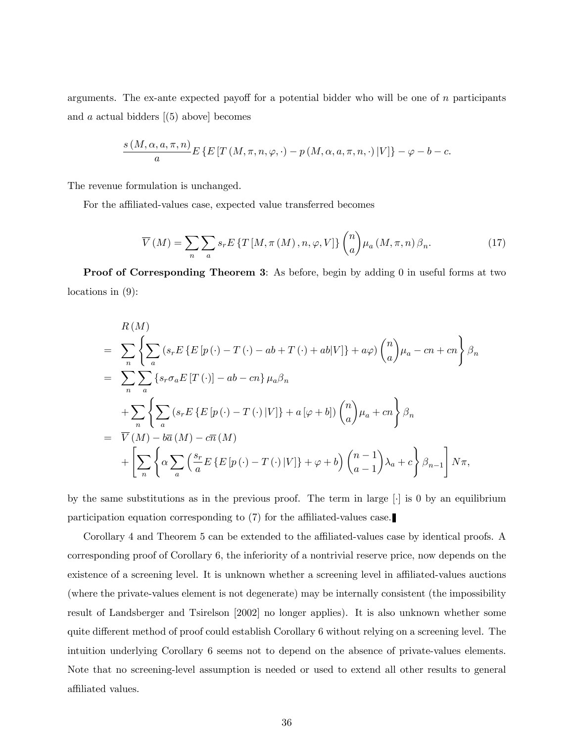arguments. The ex-ante expected payoff for a potential bidder who will be one of $n$ participants and $a$ actual bidders [(5) above] becomes

$$\frac{s(M,\alpha,a,\pi,n)}{a}E\left\{E\left[T(M,\pi,n,\varphi,\cdot)-p(M,\alpha,a,\pi,n,\cdot)\,|V\right]\right\}-\varphi-b-c.$$

The revenue formulation is unchanged.

For the affiliated-values case, expected value transferred becomes

$$\overline{V}(M)=\sum_n\sum_a s_r E\left\{T\left[M,\pi(M),n,\varphi,V\right]\right\}\binom{n}{a}\mu_a(M,\pi,n)\,\beta_n. \tag{17}$$

**Proof of Corresponding Theorem 3**: As before, begin by adding 0 in useful forms at two locations in (9):

$$\begin{aligned}
&R(M)\\
=\;&\sum_n\left\{\sum_a\left(s_r E\left\{E\left[p(\cdot)-T(\cdot)-ab+T(\cdot)+ab|V\right]\right\}+a\varphi\right)\binom{n}{a}\mu_a-cn+cn\right\}\beta_n\\
=\;&\sum_n\sum_a\left\{s_r\sigma_a E\left[T(\cdot)\right]-ab-cn\right\}\mu_a\beta_n\\
&+\sum_n\left\{\sum_a\left(s_r E\left\{E\left[p(\cdot)-T(\cdot)\,|V\right]\right\}+a\left[\varphi+b\right]\right)\binom{n}{a}\mu_a+cn\right\}\beta_n\\
=\;&\overline{V}(M)-b\overline{a}(M)-c\overline{n}(M)\\
&+\left[\sum_n\left\{\alpha\sum_a\left(\frac{s_r}{a}E\left\{E\left[p(\cdot)-T(\cdot)\,|V\right]\right\}+\varphi+b\right)\binom{n-1}{a-1}\lambda_a+c\right\}\beta_{n-1}\right]N\pi,
\end{aligned}$$

by the same substitutions as in the previous proof. The term in large $[\cdot]$ is 0 by an equilibrium participation equation corresponding to (7) for the affiliated-values case. ∎

Corollary 4 and Theorem 5 can be extended to the affiliated-values case by identical proofs. A corresponding proof of Corollary 6, the inferiority of a nontrivial reserve price, now depends on the existence of a screening level. It is unknown whether a screening level in affiliated-values auctions (where the private-values element is not degenerate) may be internally consistent (the impossibility result of Landsberger and Tsirelson [2002] no longer applies). It is also unknown whether some quite different method of proof could establish Corollary 6 without relying on a screening level. The intuition underlying Corollary 6 seems not to depend on the absence of private-values elements. Note that no screening-level assumption is needed or used to extend all other results to general affiliated values.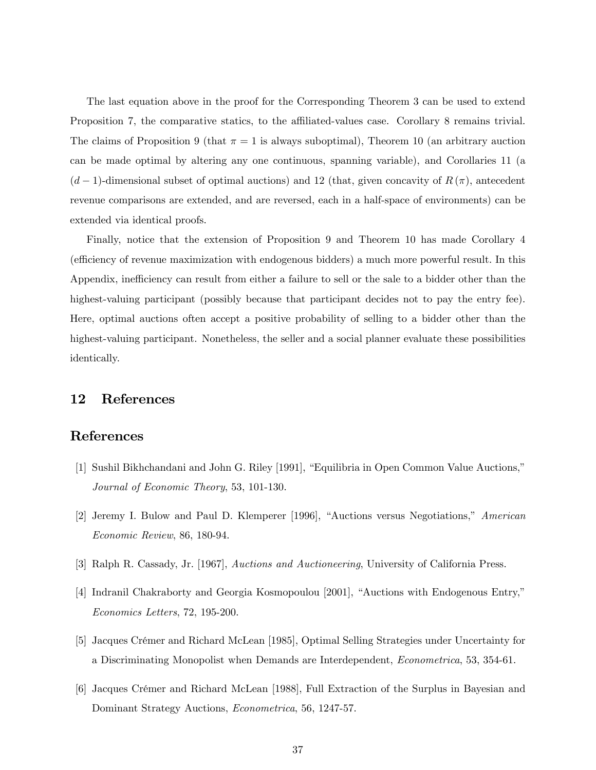The last equation above in the proof for the Corresponding Theorem 3 can be used to extend Proposition 7, the comparative statics, to the affiliated-values case. Corollary 8 remains trivial. The claims of Proposition 9 (that $\pi = 1$ is always suboptimal), Theorem 10 (an arbitrary auction can be made optimal by altering any one continuous, spanning variable), and Corollaries 11 (a $(d-1)$-dimensional subset of optimal auctions) and 12 (that, given concavity of $R(\pi)$, antecedent revenue comparisons are extended, and are reversed, each in a half-space of environments) can be extended via identical proofs.

Finally, notice that the extension of Proposition 9 and Theorem 10 has made Corollary 4 (efficiency of revenue maximization with endogenous bidders) a much more powerful result. In this Appendix, inefficiency can result from either a failure to sell or the sale to a bidder other than the highest-valuing participant (possibly because that participant decides not to pay the entry fee). Here, optimal auctions often accept a positive probability of selling to a bidder other than the highest-valuing participant. Nonetheless, the seller and a social planner evaluate these possibilities identically.

## 12 References

## References

[1] Sushil Bikhchandani and John G. Riley [1991], "Equilibria in Open Common Value Auctions," *Journal of Economic Theory*, 53, 101-130.

[2] Jeremy I. Bulow and Paul D. Klemperer [1996], "Auctions versus Negotiations," *American Economic Review*, 86, 180-94.

[3] Ralph R. Cassady, Jr. [1967], *Auctions and Auctioneering*, University of California Press.

[4] Indranil Chakraborty and Georgia Kosmopoulou [2001], "Auctions with Endogenous Entry," *Economics Letters*, 72, 195-200.

[5] Jacques Crémer and Richard McLean [1985], Optimal Selling Strategies under Uncertainty for a Discriminating Monopolist when Demands are Interdependent, *Econometrica*, 53, 354-61.

[6] Jacques Crémer and Richard McLean [1988], Full Extraction of the Surplus in Bayesian and Dominant Strategy Auctions, *Econometrica*, 56, 1247-57.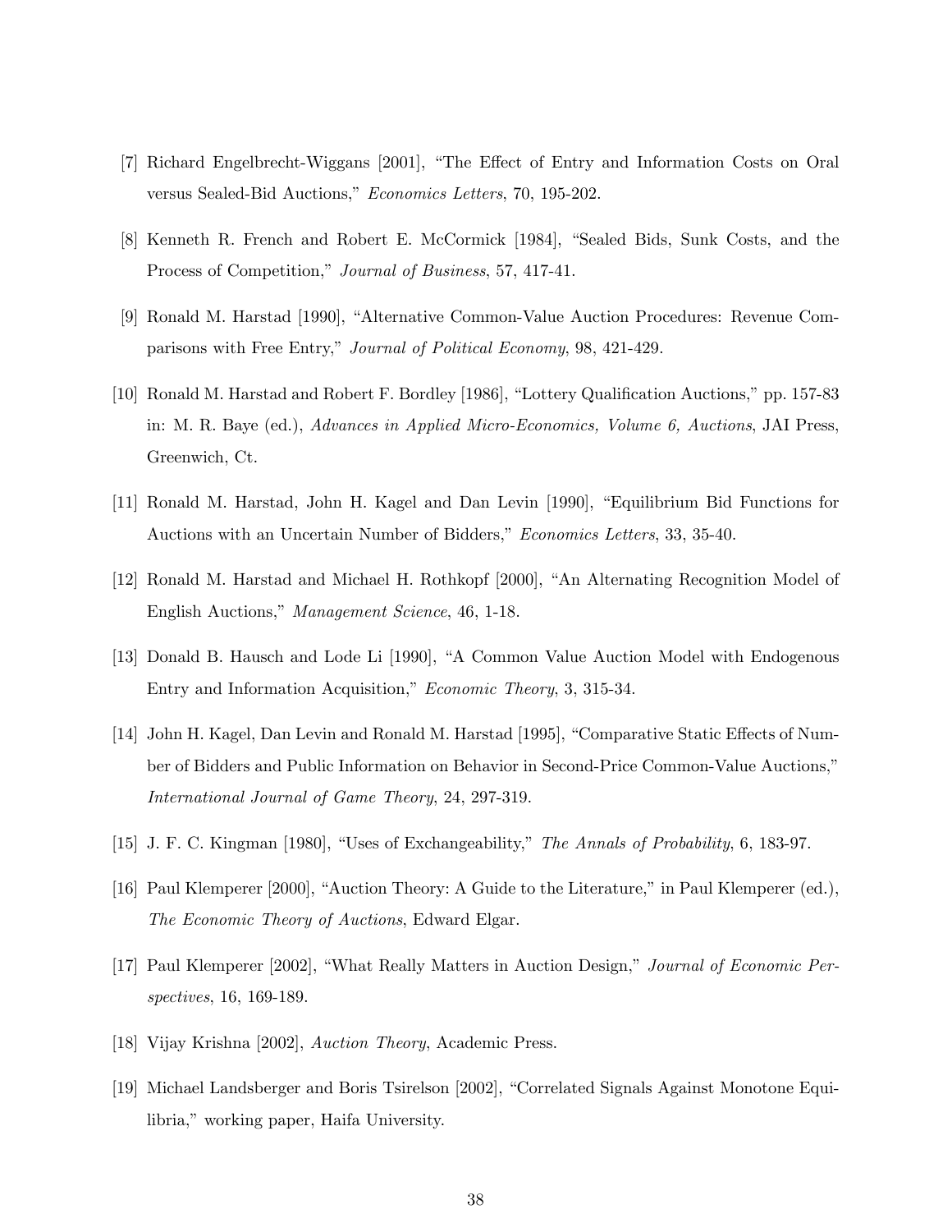[7] Richard Engelbrecht-Wiggans [2001], "The Effect of Entry and Information Costs on Oral versus Sealed-Bid Auctions," *Economics Letters*, 70, 195-202.

[8] Kenneth R. French and Robert E. McCormick [1984], "Sealed Bids, Sunk Costs, and the Process of Competition," *Journal of Business*, 57, 417-41.

[9] Ronald M. Harstad [1990], "Alternative Common-Value Auction Procedures: Revenue Comparisons with Free Entry," *Journal of Political Economy*, 98, 421-429.

[10] Ronald M. Harstad and Robert F. Bordley [1986], "Lottery Qualification Auctions," pp. 157-83 in: M. R. Baye (ed.), *Advances in Applied Micro-Economics, Volume 6, Auctions*, JAI Press, Greenwich, Ct.

[11] Ronald M. Harstad, John H. Kagel and Dan Levin [1990], "Equilibrium Bid Functions for Auctions with an Uncertain Number of Bidders," *Economics Letters*, 33, 35-40.

[12] Ronald M. Harstad and Michael H. Rothkopf [2000], "An Alternating Recognition Model of English Auctions," *Management Science*, 46, 1-18.

[13] Donald B. Hausch and Lode Li [1990], "A Common Value Auction Model with Endogenous Entry and Information Acquisition," *Economic Theory*, 3, 315-34.

[14] John H. Kagel, Dan Levin and Ronald M. Harstad [1995], "Comparative Static Effects of Number of Bidders and Public Information on Behavior in Second-Price Common-Value Auctions," *International Journal of Game Theory*, 24, 297-319.

[15] J. F. C. Kingman [1980], "Uses of Exchangeability," *The Annals of Probability*, 6, 183-97.

[16] Paul Klemperer [2000], "Auction Theory: A Guide to the Literature," in Paul Klemperer (ed.), *The Economic Theory of Auctions*, Edward Elgar.

[17] Paul Klemperer [2002], "What Really Matters in Auction Design," *Journal of Economic Perspectives*, 16, 169-189.

[18] Vijay Krishna [2002], *Auction Theory*, Academic Press.

[19] Michael Landsberger and Boris Tsirelson [2002], "Correlated Signals Against Monotone Equilibria," working paper, Haifa University.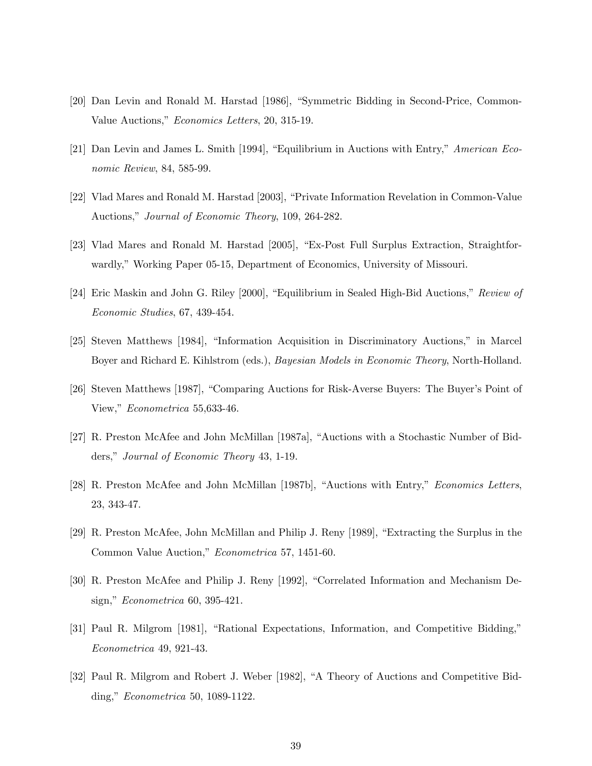[20] Dan Levin and Ronald M. Harstad [1986], "Symmetric Bidding in Second-Price, Common-Value Auctions," *Economics Letters*, 20, 315-19.

[21] Dan Levin and James L. Smith [1994], "Equilibrium in Auctions with Entry," *American Economic Review*, 84, 585-99.

[22] Vlad Mares and Ronald M. Harstad [2003], "Private Information Revelation in Common-Value Auctions," *Journal of Economic Theory*, 109, 264-282.

[23] Vlad Mares and Ronald M. Harstad [2005], "Ex-Post Full Surplus Extraction, Straightforwardly," Working Paper 05-15, Department of Economics, University of Missouri.

[24] Eric Maskin and John G. Riley [2000], "Equilibrium in Sealed High-Bid Auctions," *Review of Economic Studies*, 67, 439-454.

[25] Steven Matthews [1984], "Information Acquisition in Discriminatory Auctions," in Marcel Boyer and Richard E. Kihlstrom (eds.), *Bayesian Models in Economic Theory*, North-Holland.

[26] Steven Matthews [1987], "Comparing Auctions for Risk-Averse Buyers: The Buyer's Point of View," *Econometrica* 55,633-46.

[27] R. Preston McAfee and John McMillan [1987a], "Auctions with a Stochastic Number of Bidders," *Journal of Economic Theory* 43, 1-19.

[28] R. Preston McAfee and John McMillan [1987b], "Auctions with Entry," *Economics Letters*, 23, 343-47.

[29] R. Preston McAfee, John McMillan and Philip J. Reny [1989], "Extracting the Surplus in the Common Value Auction," *Econometrica* 57, 1451-60.

[30] R. Preston McAfee and Philip J. Reny [1992], "Correlated Information and Mechanism Design," *Econometrica* 60, 395-421.

[31] Paul R. Milgrom [1981], "Rational Expectations, Information, and Competitive Bidding," *Econometrica* 49, 921-43.

[32] Paul R. Milgrom and Robert J. Weber [1982], "A Theory of Auctions and Competitive Bidding," *Econometrica* 50, 1089-1122.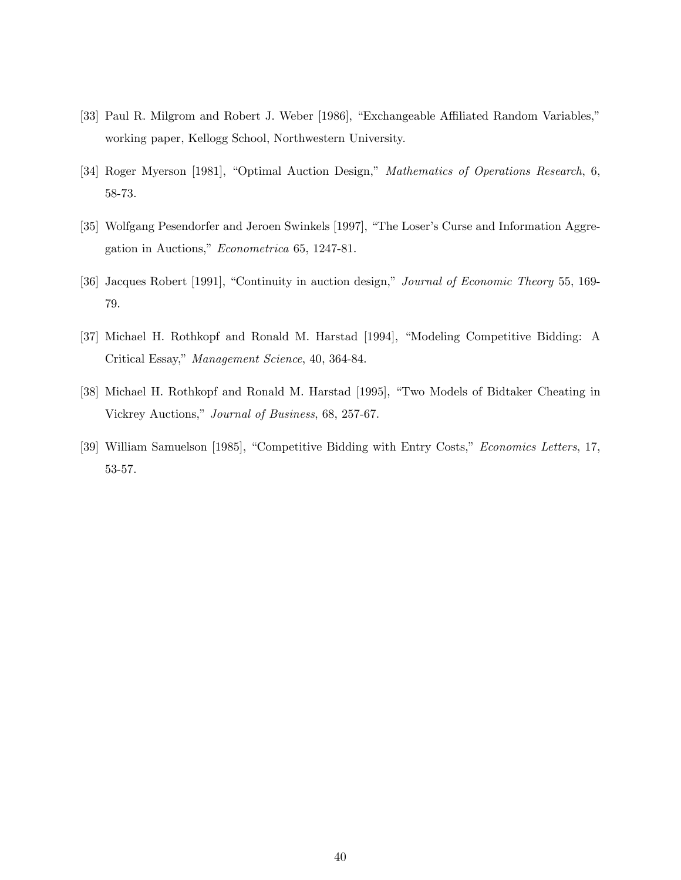[33] Paul R. Milgrom and Robert J. Weber [1986], "Exchangeable Affiliated Random Variables," working paper, Kellogg School, Northwestern University.

[34] Roger Myerson [1981], "Optimal Auction Design," *Mathematics of Operations Research*, 6, 58-73.

[35] Wolfgang Pesendorfer and Jeroen Swinkels [1997], "The Loser's Curse and Information Aggregation in Auctions," *Econometrica* 65, 1247-81.

[36] Jacques Robert [1991], "Continuity in auction design," *Journal of Economic Theory* 55, 169-79.

[37] Michael H. Rothkopf and Ronald M. Harstad [1994], "Modeling Competitive Bidding: A Critical Essay," *Management Science*, 40, 364-84.

[38] Michael H. Rothkopf and Ronald M. Harstad [1995], "Two Models of Bidtaker Cheating in Vickrey Auctions," *Journal of Business*, 68, 257-67.

[39] William Samuelson [1985], "Competitive Bidding with Entry Costs," *Economics Letters*, 17, 53-57.